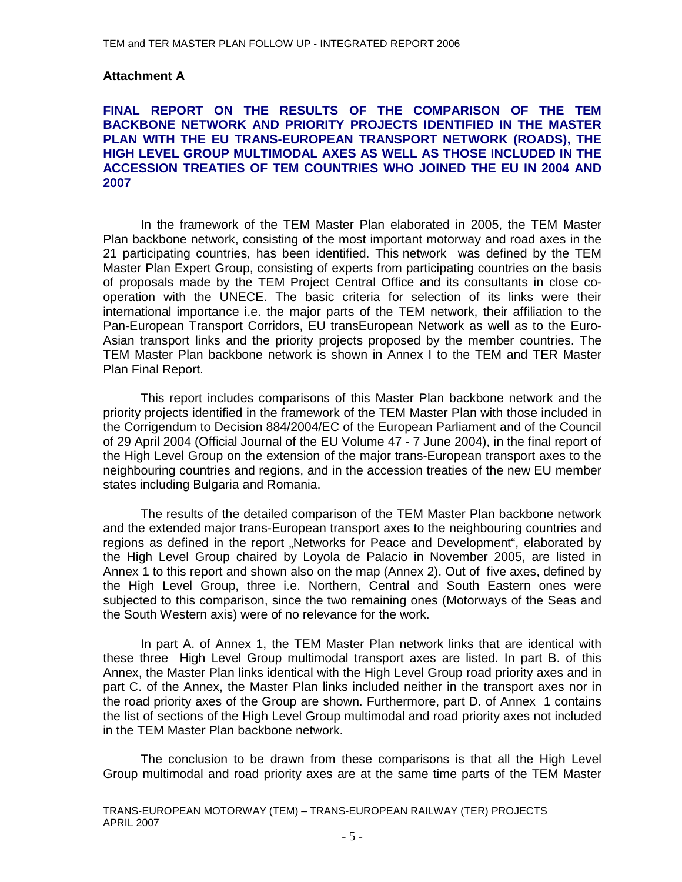## Attachment A

### FINAL REPORT ON THE RESULTS OF THE COMPARISON OF THE TEM BACKBONE NETWORK AND PRIORITY PROJECTS IDENTIFIED IN THE MASTER PLAN WITH THE EU TRANS-EUROPEAN TRANSPORT NETWORK (ROADS), THE HIGH LEVEL GROUP MULTIMODAL AXES AS WELL AS THOSE INCLUDED IN THE ACCESSION TREATIES OF TEM COUNTRIES WHO JOINED THE EU IN 2004 AND 2007

In the framework of the TEM Master Plan elaborated in 2005, the TEM Master Plan backbone network, consisting of the most important motorway and road axes in the 21 participating countries, has been identified. This network was defined by the TEM Master Plan Expert Group, consisting of experts from participating countries on the basis of proposals made by the TEM Project Central Office and its consultants in close co-operation with the UNECE. The basic criteria for selection of its links were their international importance i.e. the major parts of the TEM network, their affiliation to the Pan-European Transport Corridors, EU transEuropean Network as well as to the Euro-Asian transport links and the priority projects proposed by the member countries. The TEM Master Plan backbone network is shown in Annex I to the TEM and TER Master Plan Final Report.

This report includes comparisons of this Master Plan backbone network and the priority projects identified in the framework of the TEM Master Plan with those included in the Corrigendum to Decision 884/2004/EC of the European Parliament and of the Council of 29 April 2004 (Official Journal of the EU Volume 47 - 7 June 2004), in the final report of the High Level Group on the extension of the major trans-European transport axes to the neighbouring countries and regions, and in the accession treaties of the new EU member states including Bulgaria and Romania.

The results of the detailed comparison of the TEM Master Plan backbone network and the extended major trans-European transport axes to the neighbouring countries and regions as defined in the report „Networks for Peace and Development", elaborated by the High Level Group chaired by Loyola de Palacio in November 2005, are listed in Annex 1 to this report and shown also on the map (Annex 2). Out of five axes, defined by the High Level Group, three i.e. Northern, Central and South Eastern ones were subjected to this comparison, since the two remaining ones (Motorways of the Seas and the South Western axis) were of no relevance for the work.

In part A. of Annex 1, the TEM Master Plan network links that are identical with these three High Level Group multimodal transport axes are listed. In part B. of this Annex, the Master Plan links identical with the High Level Group road priority axes and in part C. of the Annex, the Master Plan links included neither in the transport axes nor in the road priority axes of the Group are shown. Furthermore, part D. of Annex 1 contains the list of sections of the High Level Group multimodal and road priority axes not included in the TEM Master Plan backbone network.

The conclusion to be drawn from these comparisons is that all the High Level Group multimodal and road priority axes are at the same time parts of the TEM Master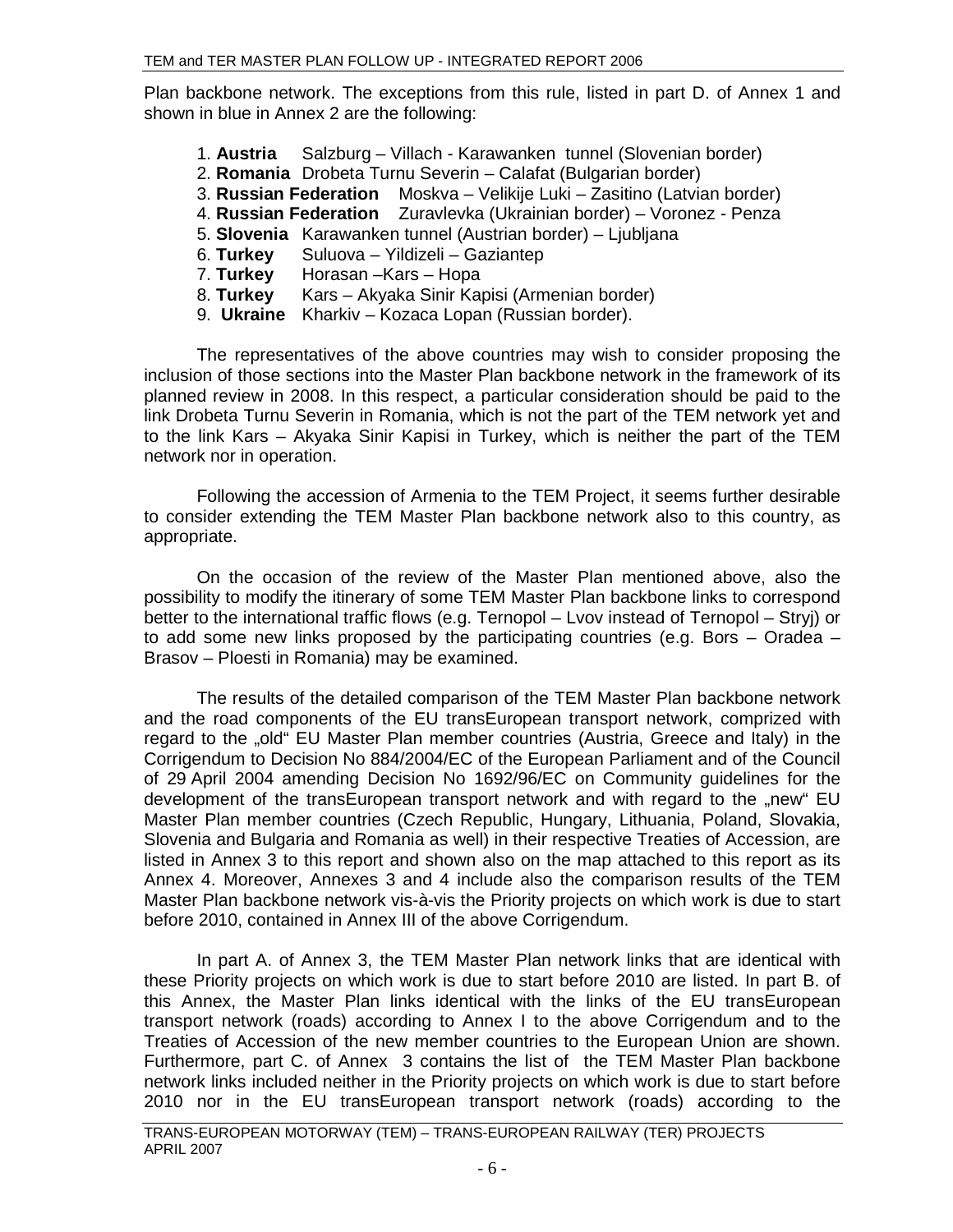Plan backbone network. The exceptions from this rule, listed in part D. of Annex 1 and shown in blue in Annex 2 are the following:

1. **Austria** Salzburg – Villach - Karawanken tunnel (Slovenian border)
2. **Romania** Drobeta Turnu Severin – Calafat (Bulgarian border)
3. **Russian Federation** Moskva – Velikije Luki – Zasitino (Latvian border)
4. **Russian Federation** Zuravlevka (Ukrainian border) – Voronez - Penza
5. **Slovenia** Karawanken tunnel (Austrian border) – Ljubljana
6. **Turkey** Suluova – Yildizeli – Gaziantep
7. **Turkey** Horasan –Kars – Hopa
8. **Turkey** Kars – Akyaka Sinir Kapisi (Armenian border)
9. **Ukraine** Kharkiv – Kozaca Lopan (Russian border).

The representatives of the above countries may wish to consider proposing the inclusion of those sections into the Master Plan backbone network in the framework of its planned review in 2008. In this respect, a particular consideration should be paid to the link Drobeta Turnu Severin in Romania, which is not the part of the TEM network yet and to the link Kars – Akyaka Sinir Kapisi in Turkey, which is neither the part of the TEM network nor in operation.

Following the accession of Armenia to the TEM Project, it seems further desirable to consider extending the TEM Master Plan backbone network also to this country, as appropriate.

On the occasion of the review of the Master Plan mentioned above, also the possibility to modify the itinerary of some TEM Master Plan backbone links to correspond better to the international traffic flows (e.g. Ternopol – Lvov instead of Ternopol – Stryj) or to add some new links proposed by the participating countries (e.g. Bors – Oradea – Brasov – Ploesti in Romania) may be examined.

The results of the detailed comparison of the TEM Master Plan backbone network and the road components of the EU transEuropean transport network, comprized with regard to the „old" EU Master Plan member countries (Austria, Greece and Italy) in the Corrigendum to Decision No 884/2004/EC of the European Parliament and of the Council of 29 April 2004 amending Decision No 1692/96/EC on Community guidelines for the development of the transEuropean transport network and with regard to the „new" EU Master Plan member countries (Czech Republic, Hungary, Lithuania, Poland, Slovakia, Slovenia and Bulgaria and Romania as well) in their respective Treaties of Accession, are listed in Annex 3 to this report and shown also on the map attached to this report as its Annex 4. Moreover, Annexes 3 and 4 include also the comparison results of the TEM Master Plan backbone network vis-à-vis the Priority projects on which work is due to start before 2010, contained in Annex III of the above Corrigendum.

In part A. of Annex 3, the TEM Master Plan network links that are identical with these Priority projects on which work is due to start before 2010 are listed. In part B. of this Annex, the Master Plan links identical with the links of the EU transEuropean transport network (roads) according to Annex I to the above Corrigendum and to the Treaties of Accession of the new member countries to the European Union are shown. Furthermore, part C. of Annex 3 contains the list of the TEM Master Plan backbone network links included neither in the Priority projects on which work is due to start before 2010 nor in the EU transEuropean transport network (roads) according to the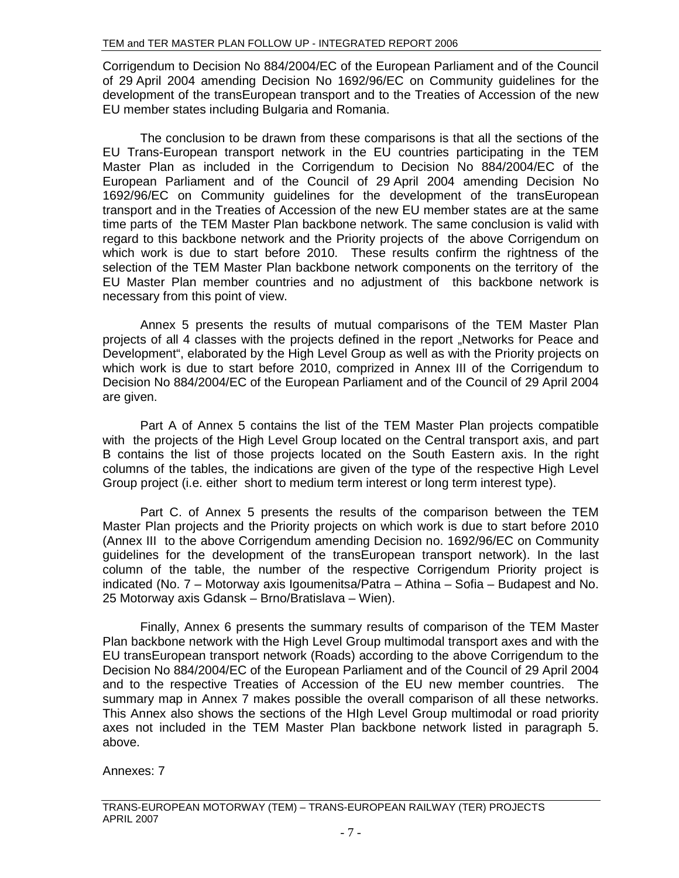Corrigendum to Decision No 884/2004/EC of the European Parliament and of the Council of 29 April 2004 amending Decision No 1692/96/EC on Community guidelines for the development of the transEuropean transport and to the Treaties of Accession of the new EU member states including Bulgaria and Romania.

The conclusion to be drawn from these comparisons is that all the sections of the EU Trans-European transport network in the EU countries participating in the TEM Master Plan as included in the Corrigendum to Decision No 884/2004/EC of the European Parliament and of the Council of 29 April 2004 amending Decision No 1692/96/EC on Community guidelines for the development of the transEuropean transport and in the Treaties of Accession of the new EU member states are at the same time parts of the TEM Master Plan backbone network. The same conclusion is valid with regard to this backbone network and the Priority projects of the above Corrigendum on which work is due to start before 2010. These results confirm the rightness of the selection of the TEM Master Plan backbone network components on the territory of the EU Master Plan member countries and no adjustment of this backbone network is necessary from this point of view.

Annex 5 presents the results of mutual comparisons of the TEM Master Plan projects of all 4 classes with the projects defined in the report „Networks for Peace and Development", elaborated by the High Level Group as well as with the Priority projects on which work is due to start before 2010, comprized in Annex III of the Corrigendum to Decision No 884/2004/EC of the European Parliament and of the Council of 29 April 2004 are given.

Part A of Annex 5 contains the list of the TEM Master Plan projects compatible with the projects of the High Level Group located on the Central transport axis, and part B contains the list of those projects located on the South Eastern axis. In the right columns of the tables, the indications are given of the type of the respective High Level Group project (i.e. either short to medium term interest or long term interest type).

Part C. of Annex 5 presents the results of the comparison between the TEM Master Plan projects and the Priority projects on which work is due to start before 2010 (Annex III to the above Corrigendum amending Decision no. 1692/96/EC on Community guidelines for the development of the transEuropean transport network). In the last column of the table, the number of the respective Corrigendum Priority project is indicated (No. 7 – Motorway axis Igoumenitsa/Patra – Athina – Sofia – Budapest and No. 25 Motorway axis Gdansk – Brno/Bratislava – Wien).

Finally, Annex 6 presents the summary results of comparison of the TEM Master Plan backbone network with the High Level Group multimodal transport axes and with the EU transEuropean transport network (Roads) according to the above Corrigendum to the Decision No 884/2004/EC of the European Parliament and of the Council of 29 April 2004 and to the respective Treaties of Accession of the EU new member countries. The summary map in Annex 7 makes possible the overall comparison of all these networks. This Annex also shows the sections of the HIgh Level Group multimodal or road priority axes not included in the TEM Master Plan backbone network listed in paragraph 5. above.

Annexes: 7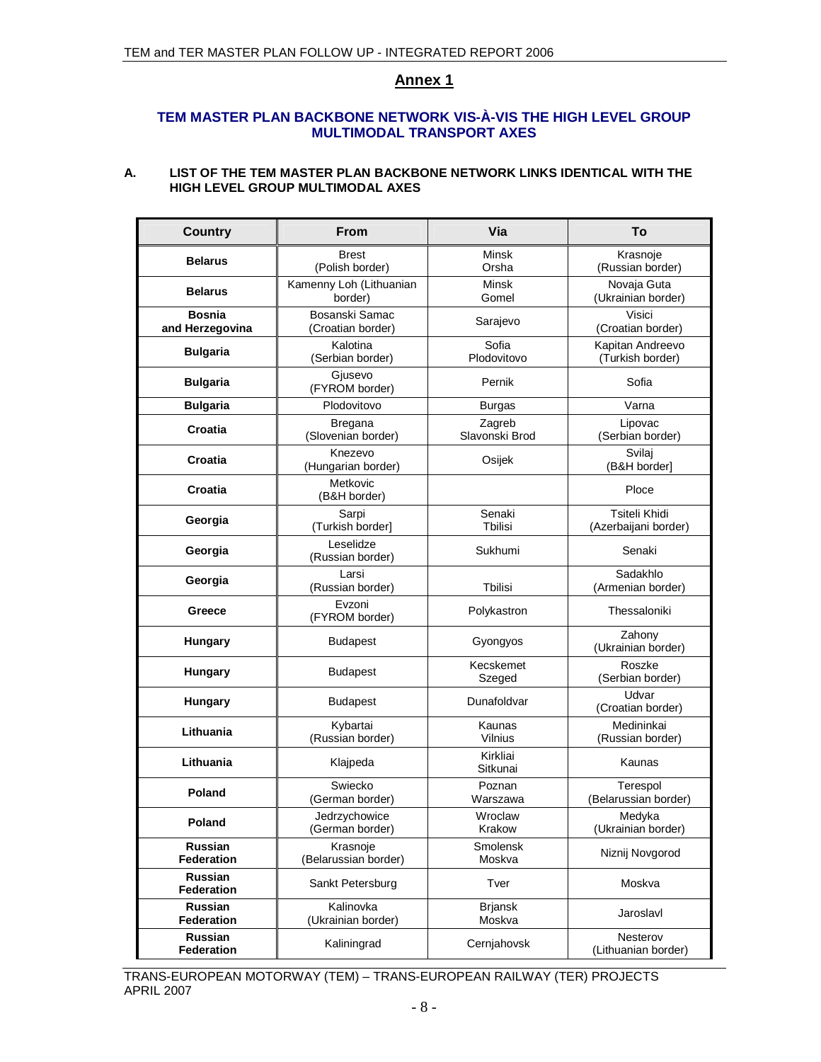## Annex 1

### TEM MASTER PLAN BACKBONE NETWORK VIS-À-VIS THE HIGH LEVEL GROUP MULTIMODAL TRANSPORT AXES

**A. LIST OF THE TEM MASTER PLAN BACKBONE NETWORK LINKS IDENTICAL WITH THE HIGH LEVEL GROUP MULTIMODAL AXES**

| Country | From | Via | To |
|---|---|---|---|
| **Belarus** | Brest (Polish border) | Minsk Orsha | Krasnoje (Russian border) |
| **Belarus** | Kamenny Loh (Lithuanian border) | Minsk Gomel | Novaja Guta (Ukrainian border) |
| **Bosnia and Herzegovina** | Bosanski Samac (Croatian border) | Sarajevo | Visici (Croatian border) |
| **Bulgaria** | Kalotina (Serbian border) | Sofia Plodovitovo | Kapitan Andreevo (Turkish border) |
| **Bulgaria** | Gjusevo (FYROM border) | Pernik | Sofia |
| **Bulgaria** | Plodovitovo | Burgas | Varna |
| **Croatia** | Bregana (Slovenian border) | Zagreb Slavonski Brod | Lipovac (Serbian border) |
| **Croatia** | Knezevo (Hungarian border) | Osijek | Svilaj (B&H border] |
| **Croatia** | Metkovic (B&H border) | | Ploce |
| **Georgia** | Sarpi (Turkish border] | Senaki Tbilisi | Tsiteli Khidi (Azerbaijani border) |
| **Georgia** | Leselidze (Russian border) | Sukhumi | Senaki |
| **Georgia** | Larsi (Russian border) | Tbilisi | Sadakhlo (Armenian border) |
| **Greece** | Evzoni (FYROM border) | Polykastron | Thessaloniki |
| **Hungary** | Budapest | Gyongyos | Zahony (Ukrainian border) |
| **Hungary** | Budapest | Kecskemet Szeged | Roszke (Serbian border) |
| **Hungary** | Budapest | Dunafoldvar | Udvar (Croatian border) |
| **Lithuania** | Kybartai (Russian border) | Kaunas Vilnius | Medininkai (Russian border) |
| **Lithuania** | Klajpeda | Kirkliai Sitkunai | Kaunas |
| **Poland** | Swiecko (German border) | Poznan Warszawa | Terespol (Belarussian border) |
| **Poland** | Jedrzychowice (German border) | Wroclaw Krakow | Medyka (Ukrainian border) |
| **Russian Federation** | Krasnoje (Belarussian border) | Smolensk Moskva | Niznij Novgorod |
| **Russian Federation** | Sankt Petersburg | Tver | Moskva |
| **Russian Federation** | Kalinovka (Ukrainian border) | Brjansk Moskva | Jaroslavl |
| **Russian Federation** | Kaliningrad | Cernjahovsk | Nesterov (Lithuanian border) |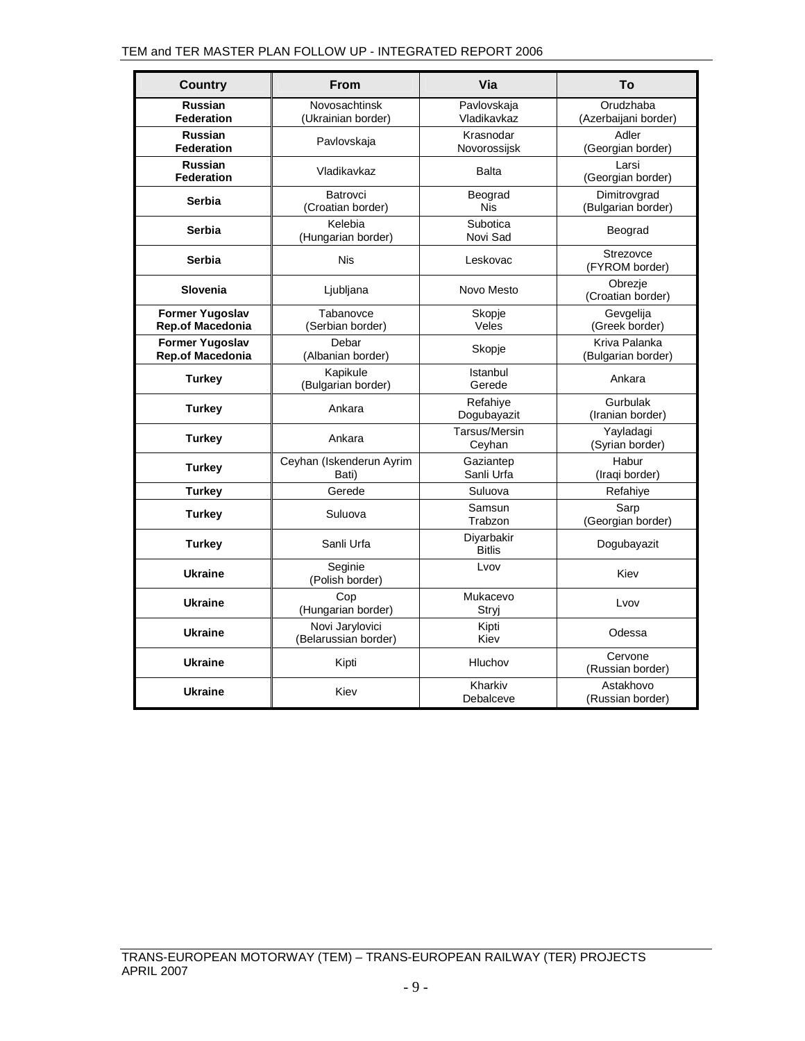| Country | From | Via | To |
|---|---|---|---|
| **Russian Federation** | Novosachtinsk (Ukrainian border) | Pavlovskaja Vladikavkaz | Orudzhaba (Azerbaijani border) |
| **Russian Federation** | Pavlovskaja | Krasnodar Novorossijsk | Adler (Georgian border) |
| **Russian Federation** | Vladikavkaz | Balta | Larsi (Georgian border) |
| **Serbia** | Batrovci (Croatian border) | Beograd Nis | Dimitrovgrad (Bulgarian border) |
| **Serbia** | Kelebia (Hungarian border) | Subotica Novi Sad | Beograd |
| **Serbia** | Nis | Leskovac | Strezovce (FYROM border) |
| **Slovenia** | Ljubljana | Novo Mesto | Obrezje (Croatian border) |
| **Former Yugoslav Rep.of Macedonia** | Tabanovce (Serbian border) | Skopje Veles | Gevgelija (Greek border) |
| **Former Yugoslav Rep.of Macedonia** | Debar (Albanian border) | Skopje | Kriva Palanka (Bulgarian border) |
| **Turkey** | Kapikule (Bulgarian border) | Istanbul Gerede | Ankara |
| **Turkey** | Ankara | Refahiye Dogubayazit | Gurbulak (Iranian border) |
| **Turkey** | Ankara | Tarsus/Mersin Ceyhan | Yayladagi (Syrian border) |
| **Turkey** | Ceyhan (Iskenderun Ayrim Bati) | Gaziantep Sanli Urfa | Habur (Iraqi border) |
| **Turkey** | Gerede | Suluova | Refahiye |
| **Turkey** | Suluova | Samsun Trabzon | Sarp (Georgian border) |
| **Turkey** | Sanli Urfa | Diyarbakir Bitlis | Dogubayazit |
| **Ukraine** | Seginie (Polish border) | Lvov | Kiev |
| **Ukraine** | Cop (Hungarian border) | Mukacevo Stryj | Lvov |
| **Ukraine** | Novi Jarylovici (Belarussian border) | Kipti Kiev | Odessa |
| **Ukraine** | Kipti | Hluchov | Cervone (Russian border) |
| **Ukraine** | Kiev | Kharkiv Debalceve | Astakhovo (Russian border) |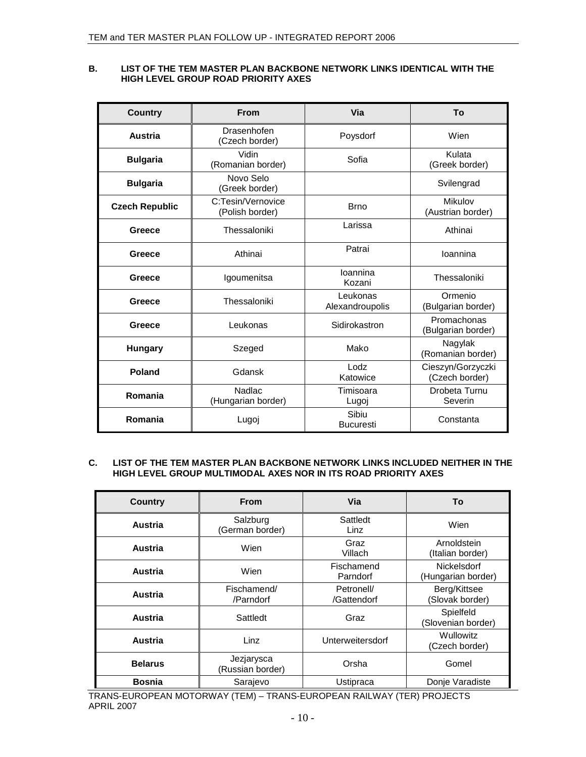### B. LIST OF THE TEM MASTER PLAN BACKBONE NETWORK LINKS IDENTICAL WITH THE HIGH LEVEL GROUP ROAD PRIORITY AXES

| Country | From | Via | To |
|---|---|---|---|
| **Austria** | Drasenhofen (Czech border) | Poysdorf | Wien |
| **Bulgaria** | Vidin (Romanian border) | Sofia | Kulata (Greek border) |
| **Bulgaria** | Novo Selo (Greek border) | | Svilengrad |
| **Czech Republic** | C:Tesin/Vernovice (Polish border) | Brno | Mikulov (Austrian border) |
| **Greece** | Thessaloniki | Larissa | Athinai |
| **Greece** | Athinai | Patrai | Ioannina |
| **Greece** | Igoumenitsa | Ioannina Kozani | Thessaloniki |
| **Greece** | Thessaloniki | Leukonas Alexandroupolis | Ormenio (Bulgarian border) |
| **Greece** | Leukonas | Sidirokastron | Promachonas (Bulgarian border) |
| **Hungary** | Szeged | Mako | Nagylak (Romanian border) |
| **Poland** | Gdansk | Lodz Katowice | Cieszyn/Gorzyczki (Czech border) |
| **Romania** | Nadlac (Hungarian border) | Timisoara Lugoj | Drobeta Turnu Severin |
| **Romania** | Lugoj | Sibiu Bucuresti | Constanta |

### C. LIST OF THE TEM MASTER PLAN BACKBONE NETWORK LINKS INCLUDED NEITHER IN THE HIGH LEVEL GROUP MULTIMODAL AXES NOR IN ITS ROAD PRIORITY AXES

| Country | From | Via | To |
|---|---|---|---|
| **Austria** | Salzburg (German border) | Sattledt Linz | Wien |
| **Austria** | Wien | Graz Villach | Arnoldstein (Italian border) |
| **Austria** | Wien | Fischamend Parndorf | Nickelsdorf (Hungarian border) |
| **Austria** | Fischamend/ /Parndorf | Petronell/ /Gattendorf | Berg/Kittsee (Slovak border) |
| **Austria** | Sattledt | Graz | Spielfeld (Slovenian border) |
| **Austria** | Linz | Unterweitersdorf | Wullowitz (Czech border) |
| **Belarus** | Jezjarysca (Russian border) | Orsha | Gomel |
| **Bosnia** | Sarajevo | Ustipraca | Donje Varadiste |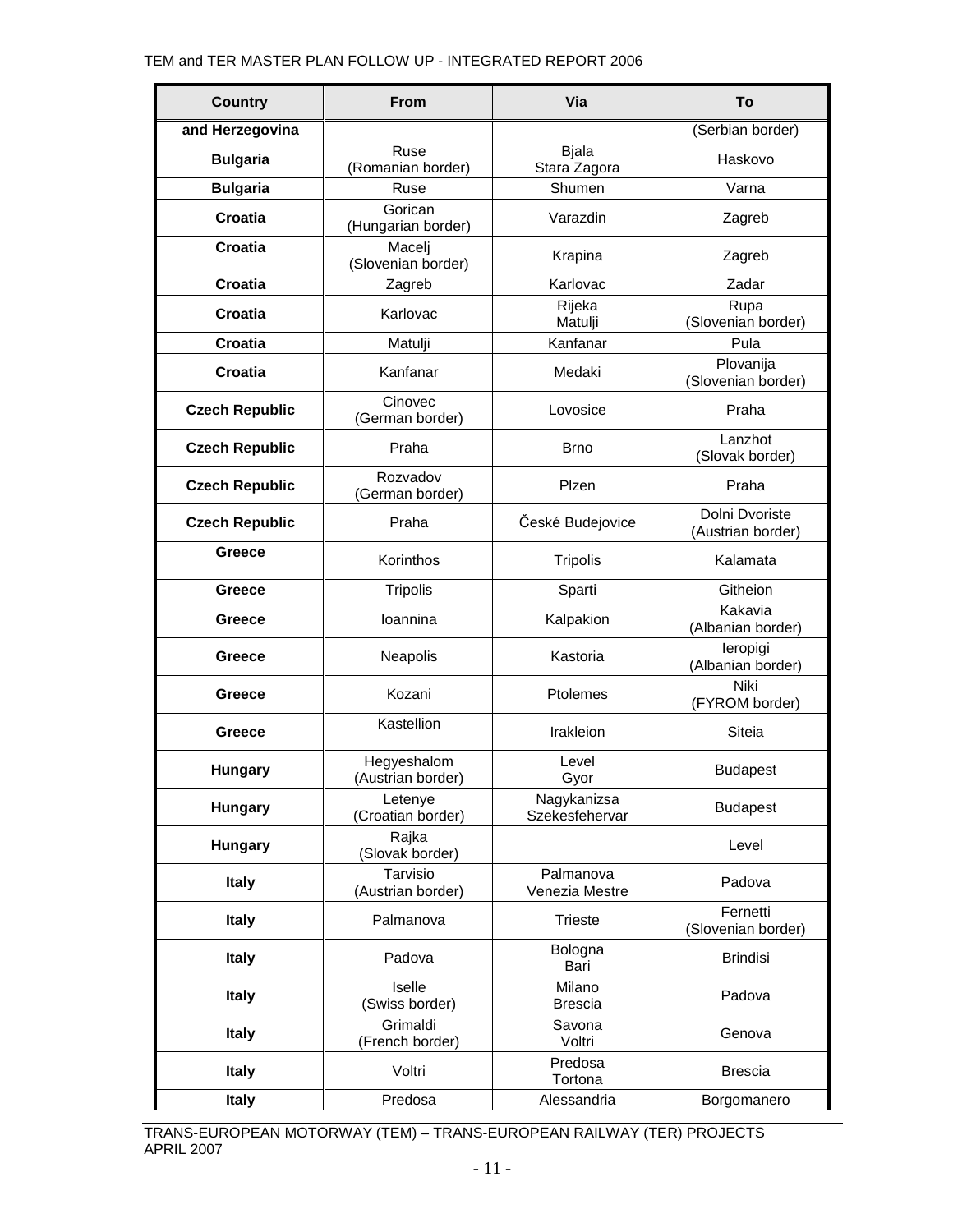| Country | From | Via | To |
| --- | --- | --- | --- |
| **and Herzegovina** | | | (Serbian border) |
| **Bulgaria** | Ruse (Romanian border) | Bjala Stara Zagora | Haskovo |
| **Bulgaria** | Ruse | Shumen | Varna |
| **Croatia** | Gorican (Hungarian border) | Varazdin | Zagreb |
| **Croatia** | Macelj (Slovenian border) | Krapina | Zagreb |
| **Croatia** | Zagreb | Karlovac | Zadar |
| **Croatia** | Karlovac | Rijeka Matulji | Rupa (Slovenian border) |
| **Croatia** | Matulji | Kanfanar | Pula |
| **Croatia** | Kanfanar | Medaki | Plovanija (Slovenian border) |
| **Czech Republic** | Cinovec (German border) | Lovosice | Praha |
| **Czech Republic** | Praha | Brno | Lanzhot (Slovak border) |
| **Czech Republic** | Rozvadov (German border) | Plzen | Praha |
| **Czech Republic** | Praha | České Budejovice | Dolni Dvoriste (Austrian border) |
| **Greece** | Korinthos | Tripolis | Kalamata |
| **Greece** | Tripolis | Sparti | Githeion |
| **Greece** | Ioannina | Kalpakion | Kakavia (Albanian border) |
| **Greece** | Neapolis | Kastoria | Ieropigi (Albanian border) |
| **Greece** | Kozani | Ptolemes | Niki (FYROM border) |
| **Greece** | Kastellion | Irakleion | Siteia |
| **Hungary** | Hegyeshalom (Austrian border) | Level Gyor | Budapest |
| **Hungary** | Letenye (Croatian border) | Nagykanizsa Szekesfehervar | Budapest |
| **Hungary** | Rajka (Slovak border) | | Level |
| **Italy** | Tarvisio (Austrian border) | Palmanova Venezia Mestre | Padova |
| **Italy** | Palmanova | Trieste | Fernetti (Slovenian border) |
| **Italy** | Padova | Bologna Bari | Brindisi |
| **Italy** | Iselle (Swiss border) | Milano Brescia | Padova |
| **Italy** | Grimaldi (French border) | Savona Voltri | Genova |
| **Italy** | Voltri | Predosa Tortona | Brescia |
| **Italy** | Predosa | Alessandria | Borgomanero |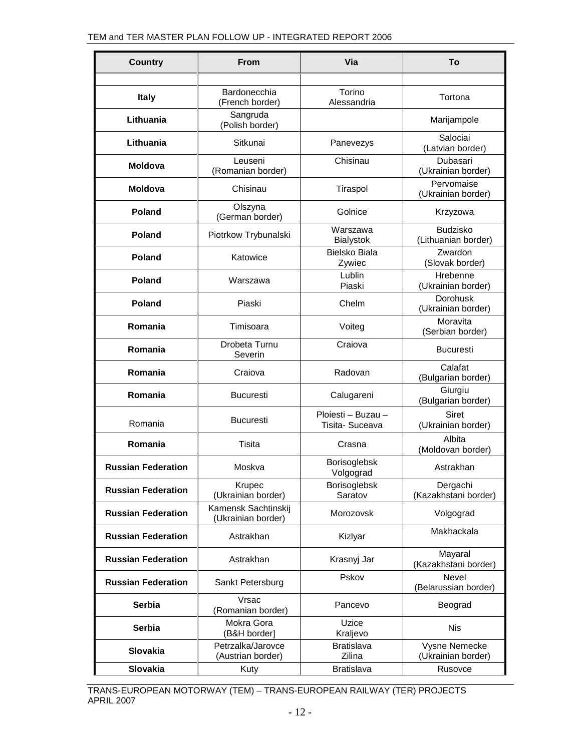| Country | From | Via | To |
|---|---|---|---|
| | | | |
| **Italy** | Bardonecchia (French border) | Torino Alessandria | Tortona |
| **Lithuania** | Sangruda (Polish border) | | Marijampole |
| **Lithuania** | Sitkunai | Panevezys | Salociai (Latvian border) |
| **Moldova** | Leuseni (Romanian border) | Chisinau | Dubasari (Ukrainian border) |
| **Moldova** | Chisinau | Tiraspol | Pervomaise (Ukrainian border) |
| **Poland** | Olszyna (German border) | Golnice | Krzyzowa |
| **Poland** | Piotrkow Trybunalski | Warszawa Bialystok | Budzisko (Lithuanian border) |
| **Poland** | Katowice | Bielsko Biala Zywiec | Zwardon (Slovak border) |
| **Poland** | Warszawa | Lublin Piaski | Hrebenne (Ukrainian border) |
| **Poland** | Piaski | Chelm | Dorohusk (Ukrainian border) |
| **Romania** | Timisoara | Voiteg | Moravita (Serbian border) |
| **Romania** | Drobeta Turnu Severin | Craiova | Bucuresti |
| **Romania** | Craiova | Radovan | Calafat (Bulgarian border) |
| **Romania** | Bucuresti | Calugareni | Giurgiu (Bulgarian border) |
| Romania | Bucuresti | Ploiesti – Buzau – Tisita- Suceava | Siret (Ukrainian border) |
| **Romania** | Tisita | Crasna | Albita (Moldovan border) |
| **Russian Federation** | Moskva | Borisoglebsk Volgograd | Astrakhan |
| **Russian Federation** | Krupec (Ukrainian border) | Borisoglebsk Saratov | Dergachi (Kazakhstani border) |
| **Russian Federation** | Kamensk Sachtinskij (Ukrainian border) | Morozovsk | Volgograd |
| **Russian Federation** | Astrakhan | Kizlyar | Makhackala |
| **Russian Federation** | Astrakhan | Krasnyj Jar | Mayaral (Kazakhstani border) |
| **Russian Federation** | Sankt Petersburg | Pskov | Nevel (Belarussian border) |
| **Serbia** | Vrsac (Romanian border) | Pancevo | Beograd |
| **Serbia** | Mokra Gora (B&H border] | Uzice Kraljevo | Nis |
| **Slovakia** | Petrzalka/Jarovce (Austrian border) | Bratislava Zilina | Vysne Nemecke (Ukrainian border) |
| **Slovakia** | Kuty | Bratislava | Rusovce |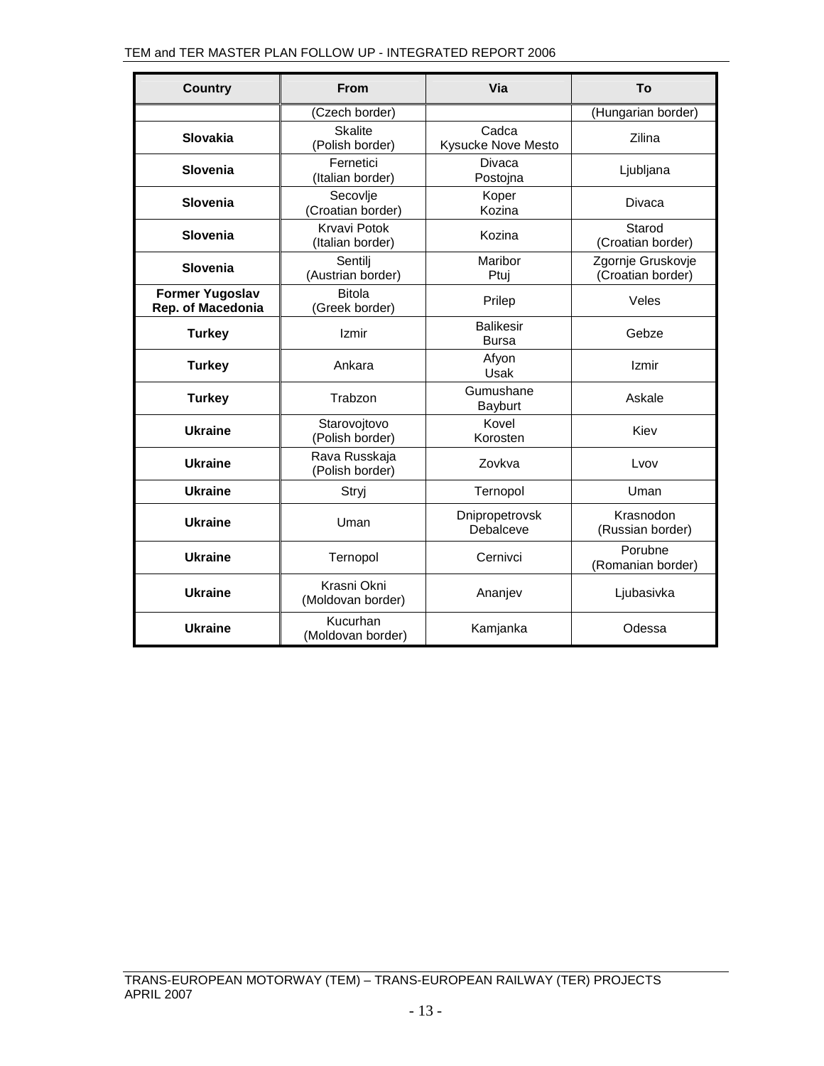| Country | From | Via | To |
|---|---|---|---|
| | (Czech border) | | (Hungarian border) |
| **Slovakia** | Skalite (Polish border) | Cadca Kysucke Nove Mesto | Zilina |
| **Slovenia** | Fernetici (Italian border) | Divaca Postojna | Ljubljana |
| **Slovenia** | Secovlje (Croatian border) | Koper Kozina | Divaca |
| **Slovenia** | Krvavi Potok (Italian border) | Kozina | Starod (Croatian border) |
| **Slovenia** | Sentilj (Austrian border) | Maribor Ptuj | Zgornje Gruskovje (Croatian border) |
| **Former Yugoslav Rep. of Macedonia** | Bitola (Greek border) | Prilep | Veles |
| **Turkey** | Izmir | Balikesir Bursa | Gebze |
| **Turkey** | Ankara | Afyon Usak | Izmir |
| **Turkey** | Trabzon | Gumushane Bayburt | Askale |
| **Ukraine** | Starovojtovo (Polish border) | Kovel Korosten | Kiev |
| **Ukraine** | Rava Russkaja (Polish border) | Zovkva | Lvov |
| **Ukraine** | Stryj | Ternopol | Uman |
| **Ukraine** | Uman | Dnipropetrovsk Debalceve | Krasnodon (Russian border) |
| **Ukraine** | Ternopol | Cernivci | Porubne (Romanian border) |
| **Ukraine** | Krasni Okni (Moldovan border) | Ananjev | Ljubasivka |
| **Ukraine** | Kucurhan (Moldovan border) | Kamjanka | Odessa |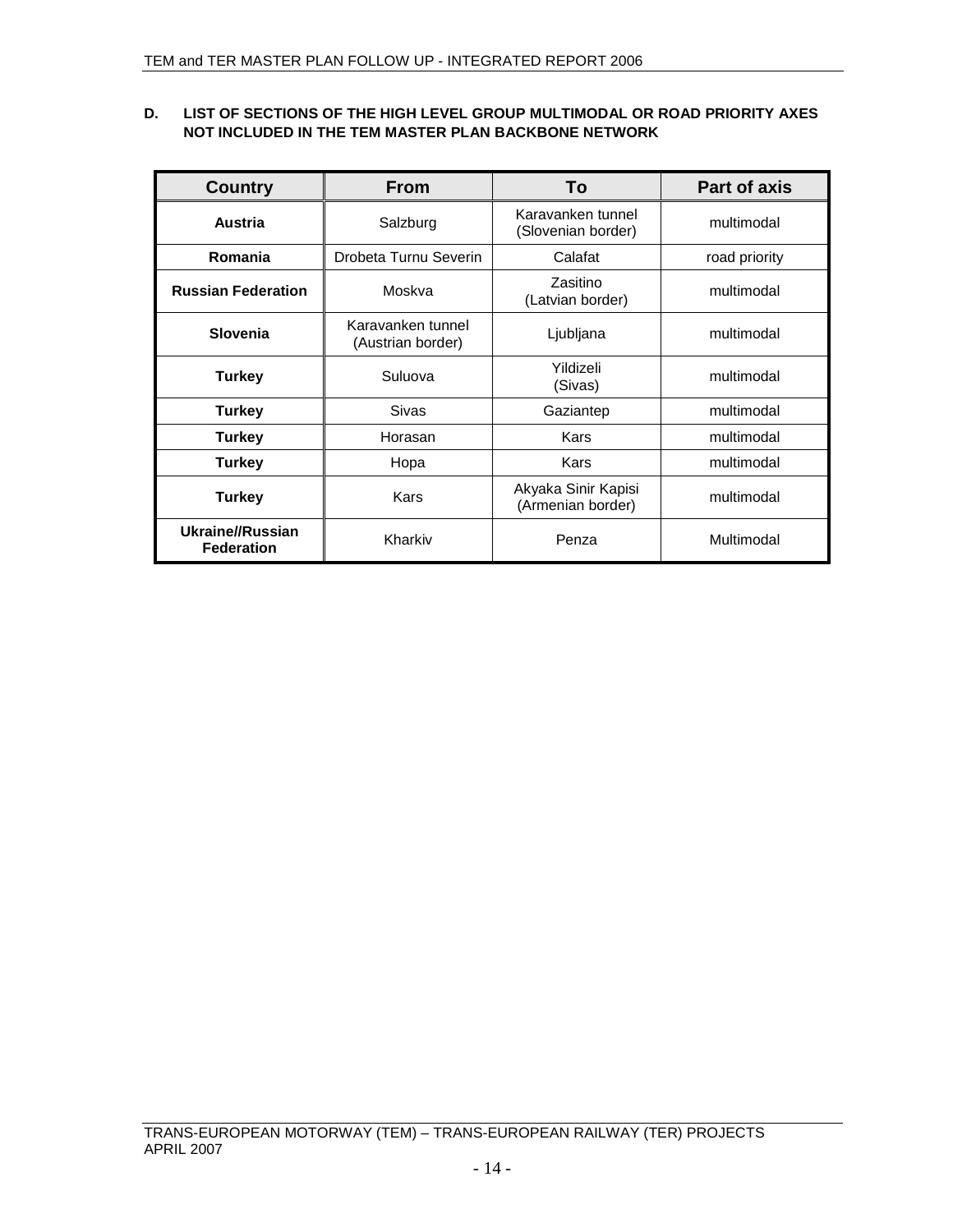## D. LIST OF SECTIONS OF THE HIGH LEVEL GROUP MULTIMODAL OR ROAD PRIORITY AXES NOT INCLUDED IN THE TEM MASTER PLAN BACKBONE NETWORK

| Country | From | To | Part of axis |
|---|---|---|---|
| **Austria** | Salzburg | Karavanken tunnel (Slovenian border) | multimodal |
| **Romania** | Drobeta Turnu Severin | Calafat | road priority |
| **Russian Federation** | Moskva | Zasitino (Latvian border) | multimodal |
| **Slovenia** | Karavanken tunnel (Austrian border) | Ljubljana | multimodal |
| **Turkey** | Suluova | Yildizeli (Sivas) | multimodal |
| **Turkey** | Sivas | Gaziantep | multimodal |
| **Turkey** | Horasan | Kars | multimodal |
| **Turkey** | Hopa | Kars | multimodal |
| **Turkey** | Kars | Akyaka Sinir Kapisi (Armenian border) | multimodal |
| **Ukraine//Russian Federation** | Kharkiv | Penza | Multimodal |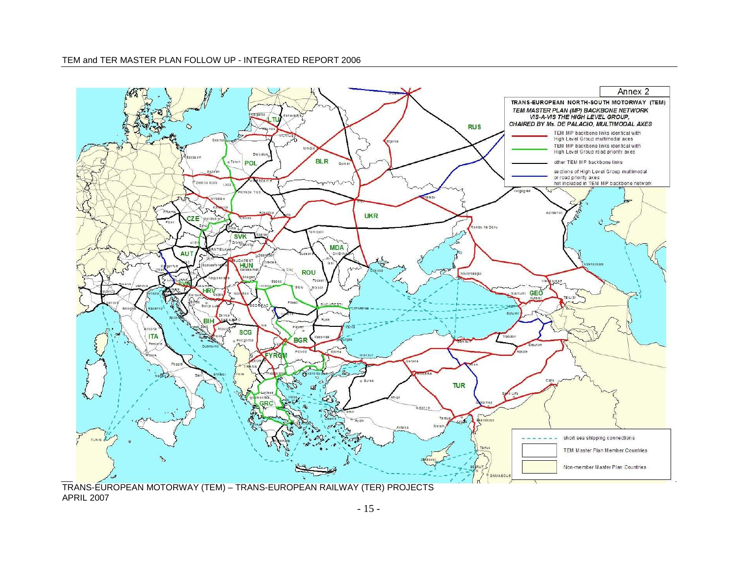Annex 2

**TRANS-EUROPEAN NORTH-SOUTH MOTORWAY (TEM)**

***TEM MASTER PLAN (MP) BACKBONE NETWORK VIS-A-VIS THE HIGH LEVEL GROUP, CHAIRED BY Ms. DE PALACIO, MULTIMODAL AXES***

- TEM MP backbone links identical with High Level Group multimodal axes
- TEM MP backbone links identical with High Level Group road priority axes
- other TEM MP backbone links
- sections of High Level Group multimodal or road priority axes not included in TEM MP backbone network

- short sea shipping connections
- TEM Master Plan Member Countries
- Non-member Master Plan Countries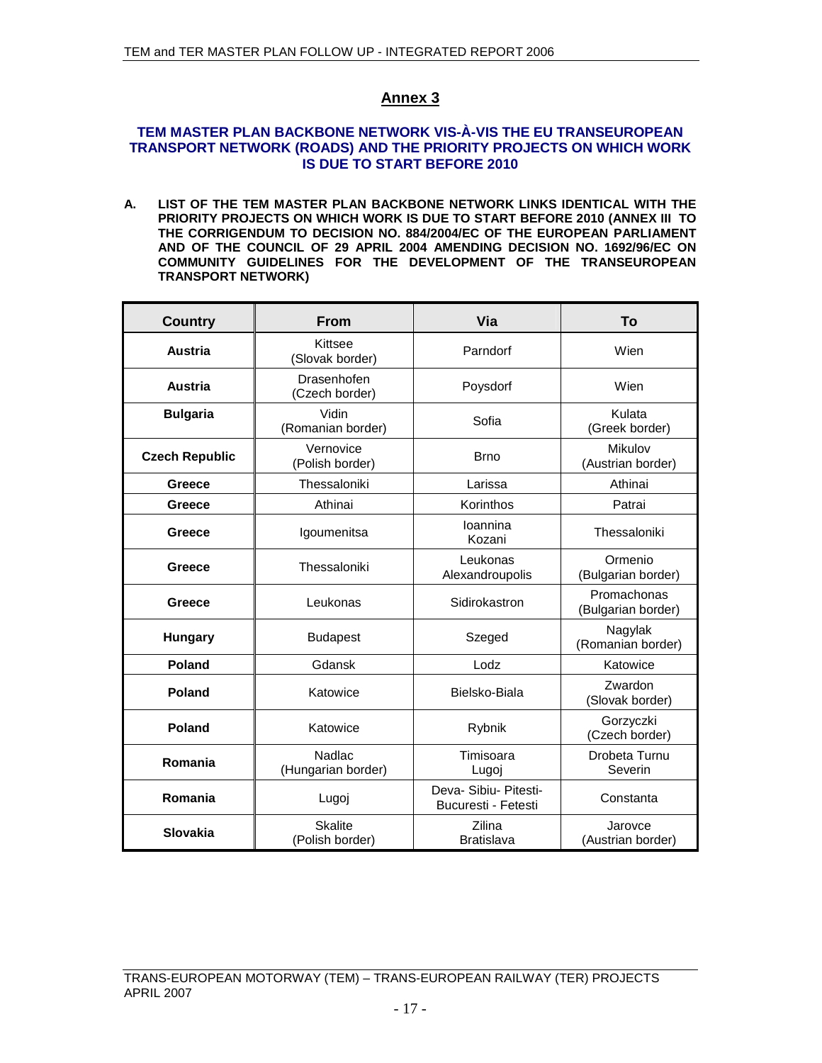## Annex 3

### TEM MASTER PLAN BACKBONE NETWORK VIS-À-VIS THE EU TRANSEUROPEAN TRANSPORT NETWORK (ROADS) AND THE PRIORITY PROJECTS ON WHICH WORK IS DUE TO START BEFORE 2010

**A. LIST OF THE TEM MASTER PLAN BACKBONE NETWORK LINKS IDENTICAL WITH THE PRIORITY PROJECTS ON WHICH WORK IS DUE TO START BEFORE 2010 (ANNEX III TO THE CORRIGENDUM TO DECISION NO. 884/2004/EC OF THE EUROPEAN PARLIAMENT AND OF THE COUNCIL OF 29 APRIL 2004 AMENDING DECISION NO. 1692/96/EC ON COMMUNITY GUIDELINES FOR THE DEVELOPMENT OF THE TRANSEUROPEAN TRANSPORT NETWORK)**

| Country | From | Via | To |
|---|---|---|---|
| **Austria** | Kittsee (Slovak border) | Parndorf | Wien |
| **Austria** | Drasenhofen (Czech border) | Poysdorf | Wien |
| **Bulgaria** | Vidin (Romanian border) | Sofia | Kulata (Greek border) |
| **Czech Republic** | Vernovice (Polish border) | Brno | Mikulov (Austrian border) |
| **Greece** | Thessaloniki | Larissa | Athinai |
| **Greece** | Athinai | Korinthos | Patrai |
| **Greece** | Igoumenitsa | Ioannina Kozani | Thessaloniki |
| **Greece** | Thessaloniki | Leukonas Alexandroupolis | Ormenio (Bulgarian border) |
| **Greece** | Leukonas | Sidirokastron | Promachonas (Bulgarian border) |
| **Hungary** | Budapest | Szeged | Nagylak (Romanian border) |
| **Poland** | Gdansk | Lodz | Katowice |
| **Poland** | Katowice | Bielsko-Biala | Zwardon (Slovak border) |
| **Poland** | Katowice | Rybnik | Gorzyczki (Czech border) |
| **Romania** | Nadlac (Hungarian border) | Timisoara Lugoj | Drobeta Turnu Severin |
| **Romania** | Lugoj | Deva- Sibiu- Pitesti- Bucuresti - Fetesti | Constanta |
| **Slovakia** | Skalite (Polish border) | Zilina Bratislava | Jarovce (Austrian border) |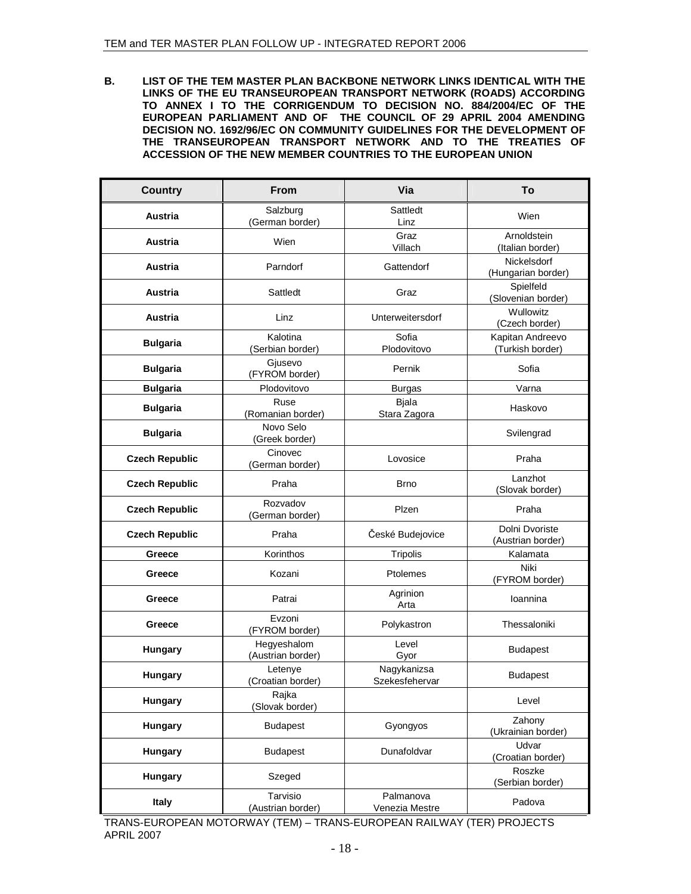**B. LIST OF THE TEM MASTER PLAN BACKBONE NETWORK LINKS IDENTICAL WITH THE LINKS OF THE EU TRANSEUROPEAN TRANSPORT NETWORK (ROADS) ACCORDING TO ANNEX I TO THE CORRIGENDUM TO DECISION NO. 884/2004/EC OF THE EUROPEAN PARLIAMENT AND OF THE COUNCIL OF 29 APRIL 2004 AMENDING DECISION NO. 1692/96/EC ON COMMUNITY GUIDELINES FOR THE DEVELOPMENT OF THE TRANSEUROPEAN TRANSPORT NETWORK AND TO THE TREATIES OF ACCESSION OF THE NEW MEMBER COUNTRIES TO THE EUROPEAN UNION**

| Country | From | Via | To |
|---|---|---|---|
| **Austria** | Salzburg (German border) | Sattledt Linz | Wien |
| **Austria** | Wien | Graz Villach | Arnoldstein (Italian border) |
| **Austria** | Parndorf | Gattendorf | Nickelsdorf (Hungarian border) |
| **Austria** | Sattledt | Graz | Spielfeld (Slovenian border) |
| **Austria** | Linz | Unterweitersdorf | Wullowitz (Czech border) |
| **Bulgaria** | Kalotina (Serbian border) | Sofia Plodovitovo | Kapitan Andreevo (Turkish border) |
| **Bulgaria** | Gjusevo (FYROM border) | Pernik | Sofia |
| **Bulgaria** | Plodovitovo | Burgas | Varna |
| **Bulgaria** | Ruse (Romanian border) | Bjala Stara Zagora | Haskovo |
| **Bulgaria** | Novo Selo (Greek border) | | Svilengrad |
| **Czech Republic** | Cinovec (German border) | Lovosice | Praha |
| **Czech Republic** | Praha | Brno | Lanzhot (Slovak border) |
| **Czech Republic** | Rozvadov (German border) | Plzen | Praha |
| **Czech Republic** | Praha | České Budejovice | Dolni Dvoriste (Austrian border) |
| **Greece** | Korinthos | Tripolis | Kalamata |
| **Greece** | Kozani | Ptolemes | Niki (FYROM border) |
| **Greece** | Patrai | Agrinion Arta | Ioannina |
| **Greece** | Evzoni (FYROM border) | Polykastron | Thessaloniki |
| **Hungary** | Hegyeshalom (Austrian border) | Level Gyor | Budapest |
| **Hungary** | Letenye (Croatian border) | Nagykanizsa Szekesfehervar | Budapest |
| **Hungary** | Rajka (Slovak border) | | Level |
| **Hungary** | Budapest | Gyongyos | Zahony (Ukrainian border) |
| **Hungary** | Budapest | Dunafoldvar | Udvar (Croatian border) |
| **Hungary** | Szeged | | Roszke (Serbian border) |
| **Italy** | Tarvisio (Austrian border) | Palmanova Venezia Mestre | Padova |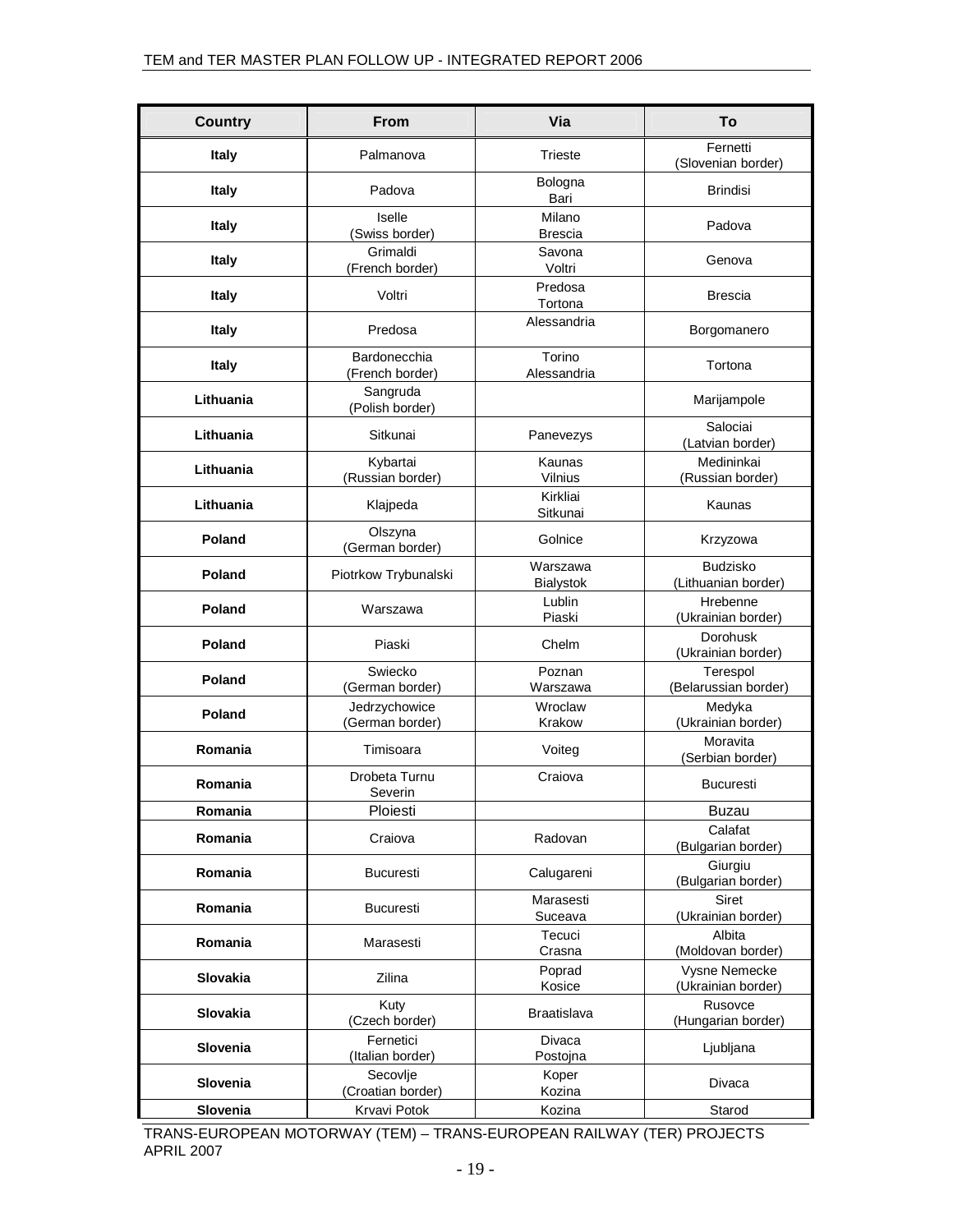| Country | From | Via | To |
|---|---|---|---|
| **Italy** | Palmanova | Trieste | Fernetti (Slovenian border) |
| **Italy** | Padova | Bologna Bari | Brindisi |
| **Italy** | Iselle (Swiss border) | Milano Brescia | Padova |
| **Italy** | Grimaldi (French border) | Savona Voltri | Genova |
| **Italy** | Voltri | Predosa Tortona | Brescia |
| **Italy** | Predosa | Alessandria | Borgomanero |
| **Italy** | Bardonecchia (French border) | Torino Alessandria | Tortona |
| **Lithuania** | Sangruda (Polish border) | | Marijampole |
| **Lithuania** | Sitkunai | Panevezys | Salociai (Latvian border) |
| **Lithuania** | Kybartai (Russian border) | Kaunas Vilnius | Medininkai (Russian border) |
| **Lithuania** | Klajpeda | Kirkliai Sitkunai | Kaunas |
| **Poland** | Olszyna (German border) | Golnice | Krzyzowa |
| **Poland** | Piotrkow Trybunalski | Warszawa Bialystok | Budzisko (Lithuanian border) |
| **Poland** | Warszawa | Lublin Piaski | Hrebenne (Ukrainian border) |
| **Poland** | Piaski | Chelm | Dorohusk (Ukrainian border) |
| **Poland** | Swiecko (German border) | Poznan Warszawa | Terespol (Belarussian border) |
| **Poland** | Jedrzychowice (German border) | Wroclaw Krakow | Medyka (Ukrainian border) |
| **Romania** | Timisoara | Voiteg | Moravita (Serbian border) |
| **Romania** | Drobeta Turnu Severin | Craiova | Bucuresti |
| **Romania** | Ploiesti | | Buzau |
| **Romania** | Craiova | Radovan | Calafat (Bulgarian border) |
| **Romania** | Bucuresti | Calugareni | Giurgiu (Bulgarian border) |
| **Romania** | Bucuresti | Marasesti Suceava | Siret (Ukrainian border) |
| **Romania** | Marasesti | Tecuci Crasna | Albita (Moldovan border) |
| **Slovakia** | Zilina | Poprad Kosice | Vysne Nemecke (Ukrainian border) |
| **Slovakia** | Kuty (Czech border) | Braatislava | Rusovce (Hungarian border) |
| **Slovenia** | Fernetici (Italian border) | Divaca Postojna | Ljubljana |
| **Slovenia** | Secovlje (Croatian border) | Koper Kozina | Divaca |
| **Slovenia** | Krvavi Potok | Kozina | Starod |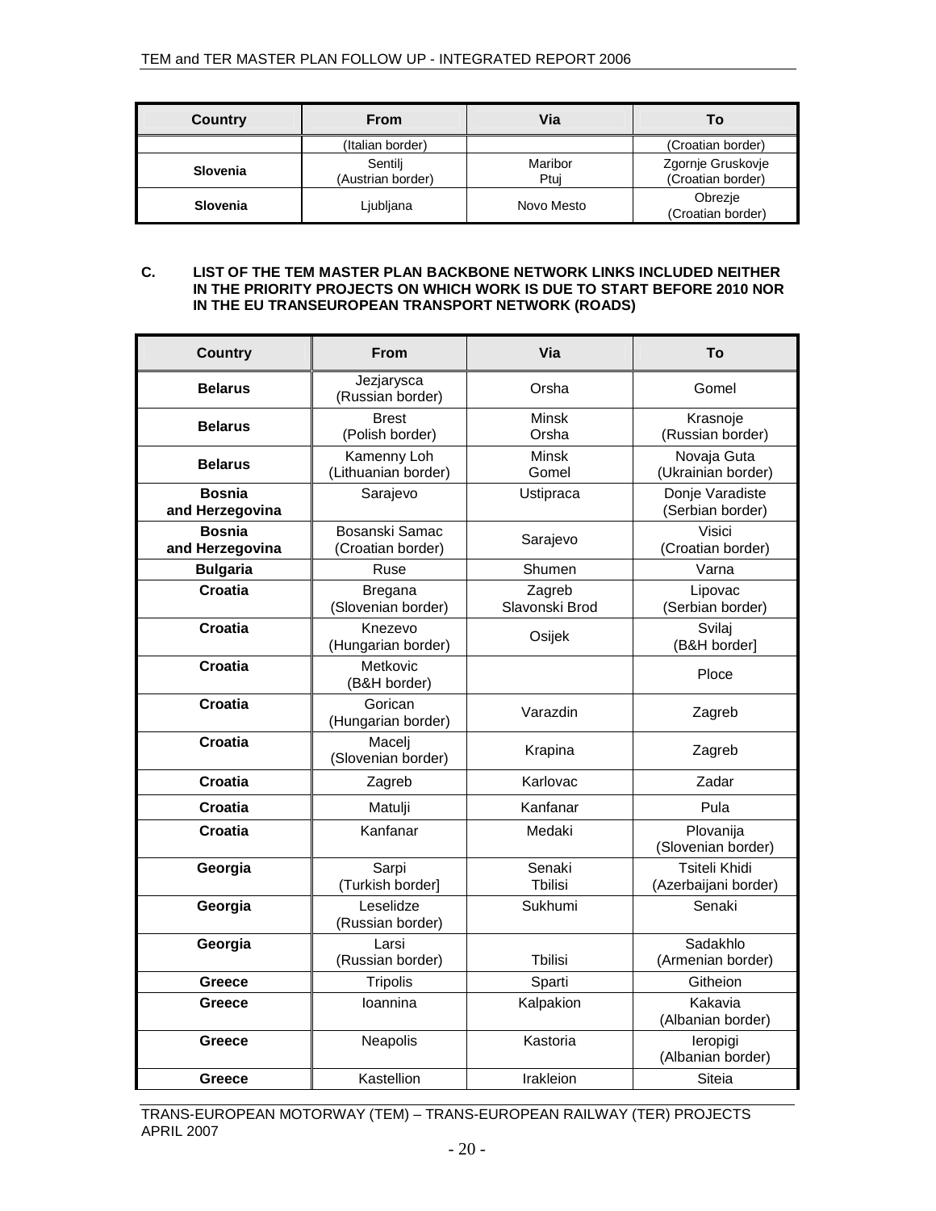| Country | From | Via | To |
|---|---|---|---|
| | (Italian border) | | (Croatian border) |
| **Slovenia** | Sentilj (Austrian border) | Maribor Ptuj | Zgornje Gruskovje (Croatian border) |
| **Slovenia** | Ljubljana | Novo Mesto | Obrezje (Croatian border) |

**C. LIST OF THE TEM MASTER PLAN BACKBONE NETWORK LINKS INCLUDED NEITHER IN THE PRIORITY PROJECTS ON WHICH WORK IS DUE TO START BEFORE 2010 NOR IN THE EU TRANSEUROPEAN TRANSPORT NETWORK (ROADS)**

| Country | From | Via | To |
|---|---|---|---|
| **Belarus** | Jezjarysca (Russian border) | Orsha | Gomel |
| **Belarus** | Brest (Polish border) | Minsk Orsha | Krasnoje (Russian border) |
| **Belarus** | Kamenny Loh (Lithuanian border) | Minsk Gomel | Novaja Guta (Ukrainian border) |
| **Bosnia and Herzegovina** | Sarajevo | Ustipraca | Donje Varadiste (Serbian border) |
| **Bosnia and Herzegovina** | Bosanski Samac (Croatian border) | Sarajevo | Visici (Croatian border) |
| **Bulgaria** | Ruse | Shumen | Varna |
| **Croatia** | Bregana (Slovenian border) | Zagreb Slavonski Brod | Lipovac (Serbian border) |
| **Croatia** | Knezevo (Hungarian border) | Osijek | Svilaj (B&H border] |
| **Croatia** | Metkovic (B&H border) | | Ploce |
| **Croatia** | Gorican (Hungarian border) | Varazdin | Zagreb |
| **Croatia** | Macelj (Slovenian border) | Krapina | Zagreb |
| **Croatia** | Zagreb | Karlovac | Zadar |
| **Croatia** | Matulji | Kanfanar | Pula |
| **Croatia** | Kanfanar | Medaki | Plovanija (Slovenian border) |
| **Georgia** | Sarpi (Turkish border] | Senaki Tbilisi | Tsiteli Khidi (Azerbaijani border) |
| **Georgia** | Leselidze (Russian border) | Sukhumi | Senaki |
| **Georgia** | Larsi (Russian border) | Tbilisi | Sadakhlo (Armenian border) |
| **Greece** | Tripolis | Sparti | Githeion |
| **Greece** | Ioannina | Kalpakion | Kakavia (Albanian border) |
| **Greece** | Neapolis | Kastoria | Ieropigi (Albanian border) |
| **Greece** | Kastellion | Irakleion | Siteia |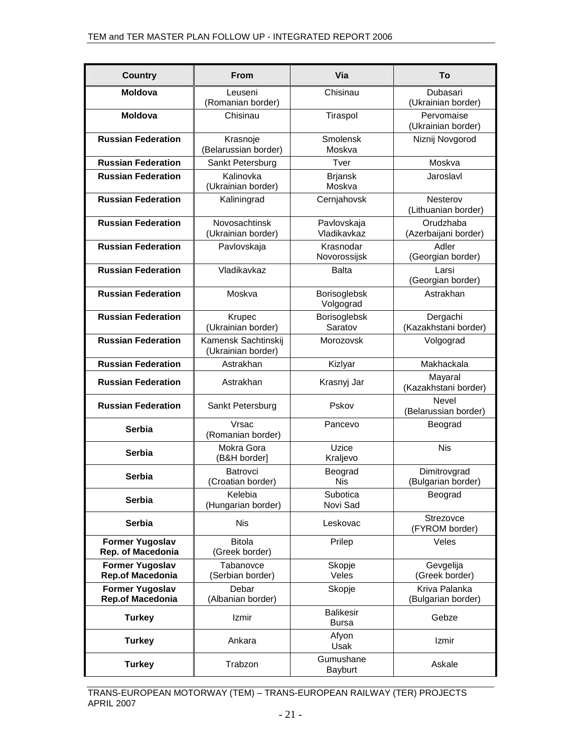| Country | From | Via | To |
|---|---|---|---|
| **Moldova** | Leuseni (Romanian border) | Chisinau | Dubasari (Ukrainian border) |
| **Moldova** | Chisinau | Tiraspol | Pervomaise (Ukrainian border) |
| **Russian Federation** | Krasnoje (Belarussian border) | Smolensk Moskva | Niznij Novgorod |
| **Russian Federation** | Sankt Petersburg | Tver | Moskva |
| **Russian Federation** | Kalinovka (Ukrainian border) | Brjansk Moskva | Jaroslavl |
| **Russian Federation** | Kaliningrad | Cernjahovsk | Nesterov (Lithuanian border) |
| **Russian Federation** | Novosachtinsk (Ukrainian border) | Pavlovskaja Vladikavkaz | Orudzhaba (Azerbaijani border) |
| **Russian Federation** | Pavlovskaja | Krasnodar Novorossijsk | Adler (Georgian border) |
| **Russian Federation** | Vladikavkaz | Balta | Larsi (Georgian border) |
| **Russian Federation** | Moskva | Borisoglebsk Volgograd | Astrakhan |
| **Russian Federation** | Krupec (Ukrainian border) | Borisoglebsk Saratov | Dergachi (Kazakhstani border) |
| **Russian Federation** | Kamensk Sachtinskij (Ukrainian border) | Morozovsk | Volgograd |
| **Russian Federation** | Astrakhan | Kizlyar | Makhackala |
| **Russian Federation** | Astrakhan | Krasnyj Jar | Mayaral (Kazakhstani border) |
| **Russian Federation** | Sankt Petersburg | Pskov | Nevel (Belarussian border) |
| **Serbia** | Vrsac (Romanian border) | Pancevo | Beograd |
| **Serbia** | Mokra Gora (B&H border] | Uzice Kraljevo | Nis |
| **Serbia** | Batrovci (Croatian border) | Beograd Nis | Dimitrovgrad (Bulgarian border) |
| **Serbia** | Kelebia (Hungarian border) | Subotica Novi Sad | Beograd |
| **Serbia** | Nis | Leskovac | Strezovce (FYROM border) |
| **Former Yugoslav Rep. of Macedonia** | Bitola (Greek border) | Prilep | Veles |
| **Former Yugoslav Rep.of Macedonia** | Tabanovce (Serbian border) | Skopje Veles | Gevgelija (Greek border) |
| **Former Yugoslav Rep.of Macedonia** | Debar (Albanian border) | Skopje | Kriva Palanka (Bulgarian border) |
| **Turkey** | Izmir | Balikesir Bursa | Gebze |
| **Turkey** | Ankara | Afyon Usak | Izmir |
| **Turkey** | Trabzon | Gumushane Bayburt | Askale |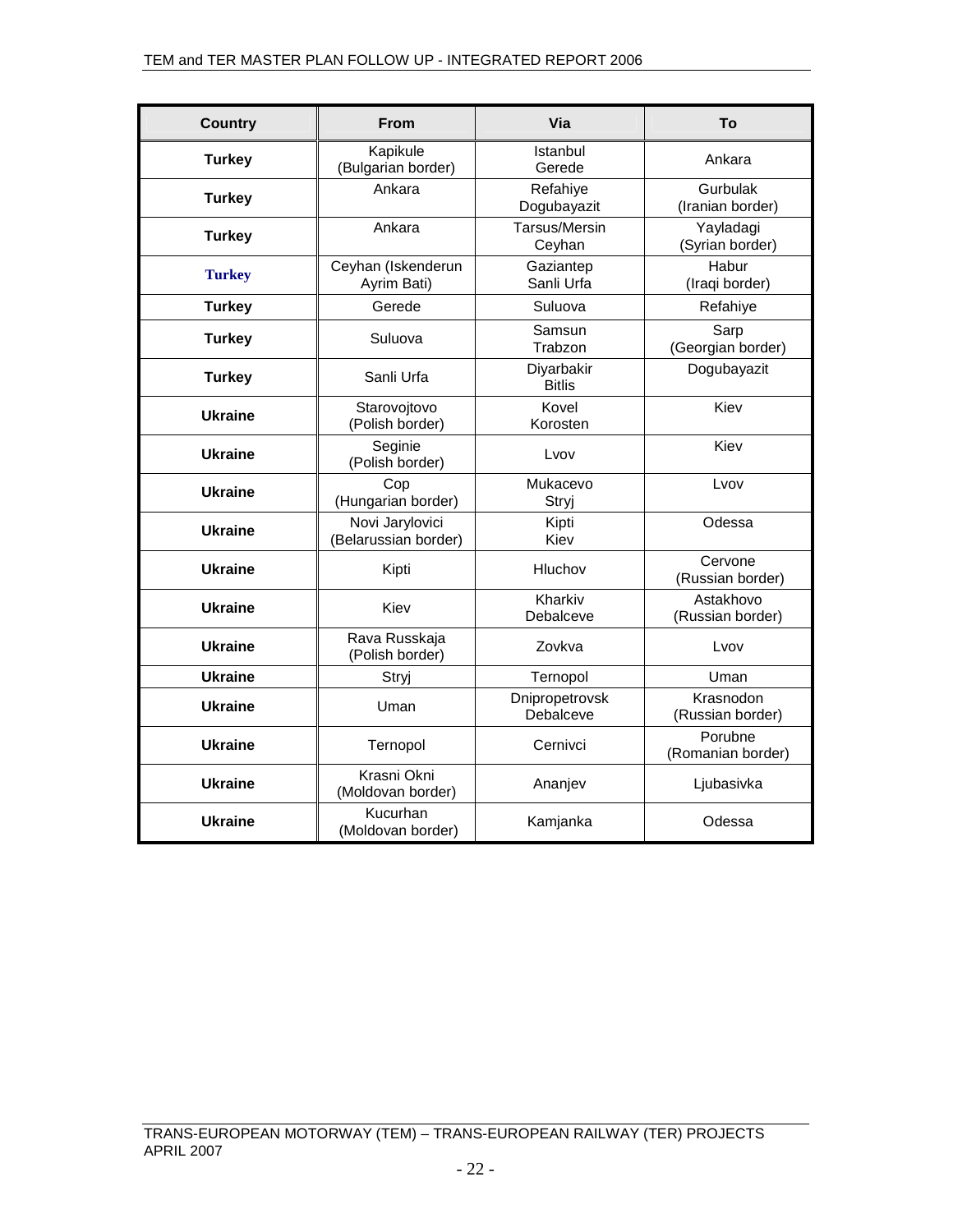| Country | From | Via | To |
|---|---|---|---|
| **Turkey** | Kapikule (Bulgarian border) | Istanbul Gerede | Ankara |
| **Turkey** | Ankara | Refahiye Dogubayazit | Gurbulak (Iranian border) |
| **Turkey** | Ankara | Tarsus/Mersin Ceyhan | Yayladagi (Syrian border) |
| **Turkey** | Ceyhan (Iskenderun Ayrim Bati) | Gaziantep Sanli Urfa | Habur (Iraqi border) |
| **Turkey** | Gerede | Suluova | Refahiye |
| **Turkey** | Suluova | Samsun Trabzon | Sarp (Georgian border) |
| **Turkey** | Sanli Urfa | Diyarbakir Bitlis | Dogubayazit |
| **Ukraine** | Starovojtovo (Polish border) | Kovel Korosten | Kiev |
| **Ukraine** | Seginie (Polish border) | Lvov | Kiev |
| **Ukraine** | Cop (Hungarian border) | Mukacevo Stryj | Lvov |
| **Ukraine** | Novi Jarylovici (Belarussian border) | Kipti Kiev | Odessa |
| **Ukraine** | Kipti | Hluchov | Cervone (Russian border) |
| **Ukraine** | Kiev | Kharkiv Debalceve | Astakhovo (Russian border) |
| **Ukraine** | Rava Russkaja (Polish border) | Zovkva | Lvov |
| **Ukraine** | Stryj | Ternopol | Uman |
| **Ukraine** | Uman | Dnipropetrovsk Debalceve | Krasnodon (Russian border) |
| **Ukraine** | Ternopol | Cernivci | Porubne (Romanian border) |
| **Ukraine** | Krasni Okni (Moldovan border) | Ananjev | Ljubasivka |
| **Ukraine** | Kucurhan (Moldovan border) | Kamjanka | Odessa |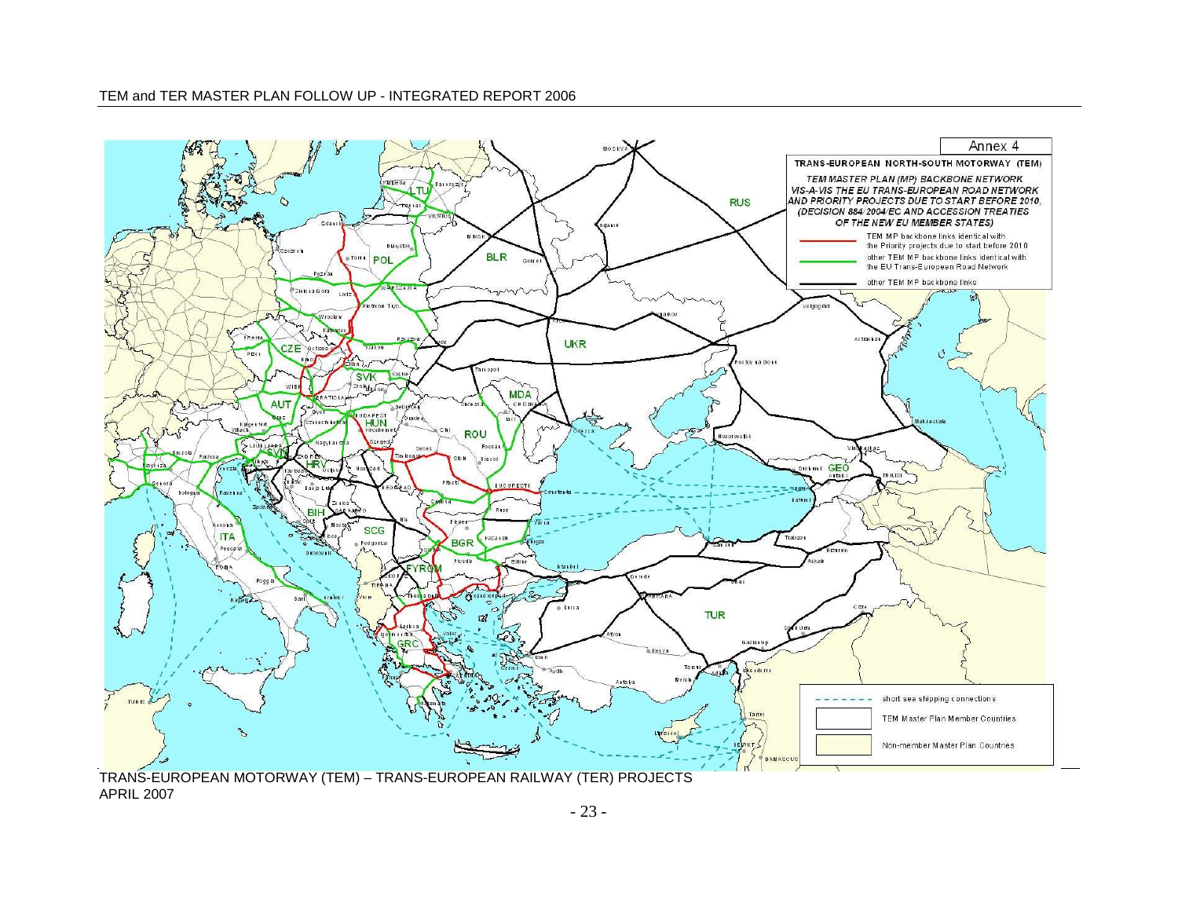Annex 4

**TRANS-EUROPEAN NORTH-SOUTH MOTORWAY (TEM)**

*TEM MASTER PLAN (MP) BACKBONE NETWORK VIS-A-VIS THE EU TRANS-EUROPEAN ROAD NETWORK AND PRIORITY PROJECTS DUE TO START BEFORE 2010, (DECISION 884/2004/EC AND ACCESSION TREATIES OF THE NEW EU MEMBER STATES)*

- TEM MP backbone links identical with the Priority projects due to start before 2010
- other TEM MP backbone links identical with the EU Trans-European Road Network
- other TEM MP backbone links

- short sea shipping connections
- TEM Master Plan Member Countries
- Non-member Master Plan Countries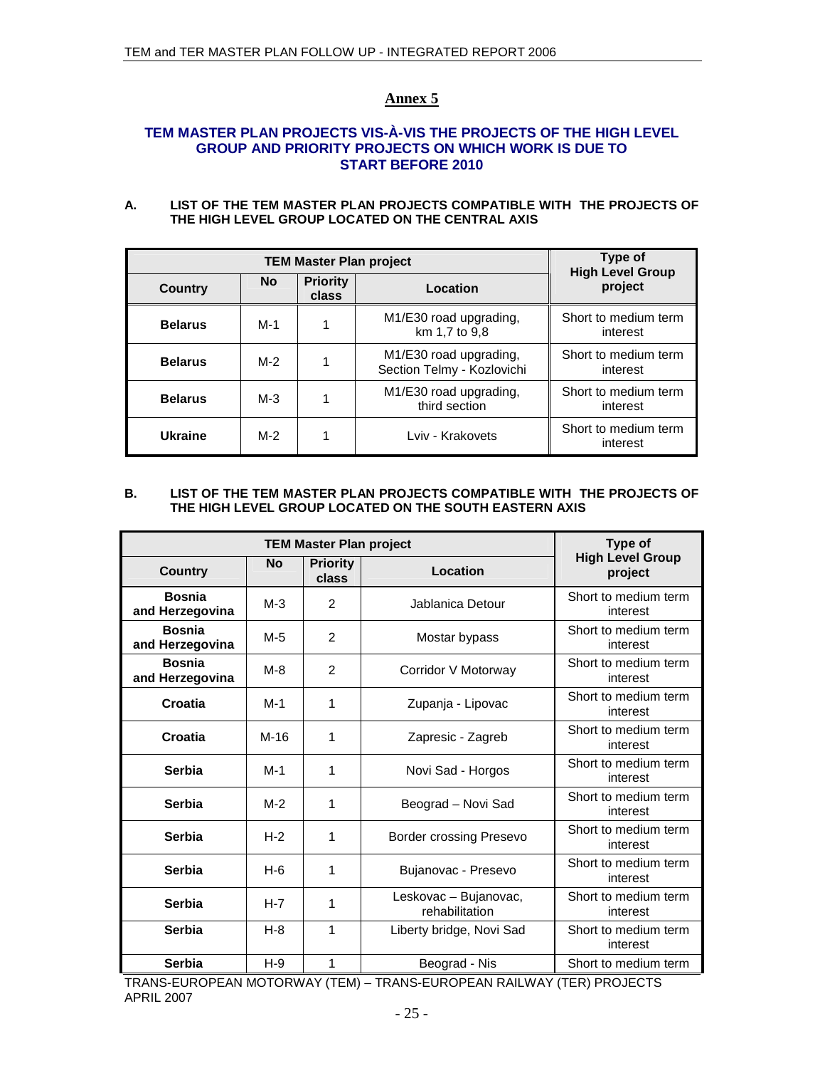## Annex 5

### TEM MASTER PLAN PROJECTS VIS-À-VIS THE PROJECTS OF THE HIGH LEVEL GROUP AND PRIORITY PROJECTS ON WHICH WORK IS DUE TO START BEFORE 2010

**A. LIST OF THE TEM MASTER PLAN PROJECTS COMPATIBLE WITH THE PROJECTS OF THE HIGH LEVEL GROUP LOCATED ON THE CENTRAL AXIS**

| TEM Master Plan project | | | | Type of High Level Group project |
|---|---|---|---|---|
| **Country** | **No** | **Priority class** | **Location** | |
| **Belarus** | M-1 | 1 | M1/E30 road upgrading, km 1,7 to 9,8 | Short to medium term interest |
| **Belarus** | M-2 | 1 | M1/E30 road upgrading, Section Telmy - Kozlovichi | Short to medium term interest |
| **Belarus** | M-3 | 1 | M1/E30 road upgrading, third section | Short to medium term interest |
| **Ukraine** | M-2 | 1 | Lviv - Krakovets | Short to medium term interest |

**B. LIST OF THE TEM MASTER PLAN PROJECTS COMPATIBLE WITH THE PROJECTS OF THE HIGH LEVEL GROUP LOCATED ON THE SOUTH EASTERN AXIS**

| TEM Master Plan project | | | | Type of High Level Group project |
|---|---|---|---|---|
| **Country** | **No** | **Priority class** | **Location** | |
| **Bosnia and Herzegovina** | M-3 | 2 | Jablanica Detour | Short to medium term interest |
| **Bosnia and Herzegovina** | M-5 | 2 | Mostar bypass | Short to medium term interest |
| **Bosnia and Herzegovina** | M-8 | 2 | Corridor V Motorway | Short to medium term interest |
| **Croatia** | M-1 | 1 | Zupanja - Lipovac | Short to medium term interest |
| **Croatia** | M-16 | 1 | Zapresic - Zagreb | Short to medium term interest |
| **Serbia** | M-1 | 1 | Novi Sad - Horgos | Short to medium term interest |
| **Serbia** | M-2 | 1 | Beograd – Novi Sad | Short to medium term interest |
| **Serbia** | H-2 | 1 | Border crossing Presevo | Short to medium term interest |
| **Serbia** | H-6 | 1 | Bujanovac - Presevo | Short to medium term interest |
| **Serbia** | H-7 | 1 | Leskovac – Bujanovac, rehabilitation | Short to medium term interest |
| **Serbia** | H-8 | 1 | Liberty bridge, Novi Sad | Short to medium term interest |
| **Serbia** | H-9 | 1 | Beograd - Nis | Short to medium term |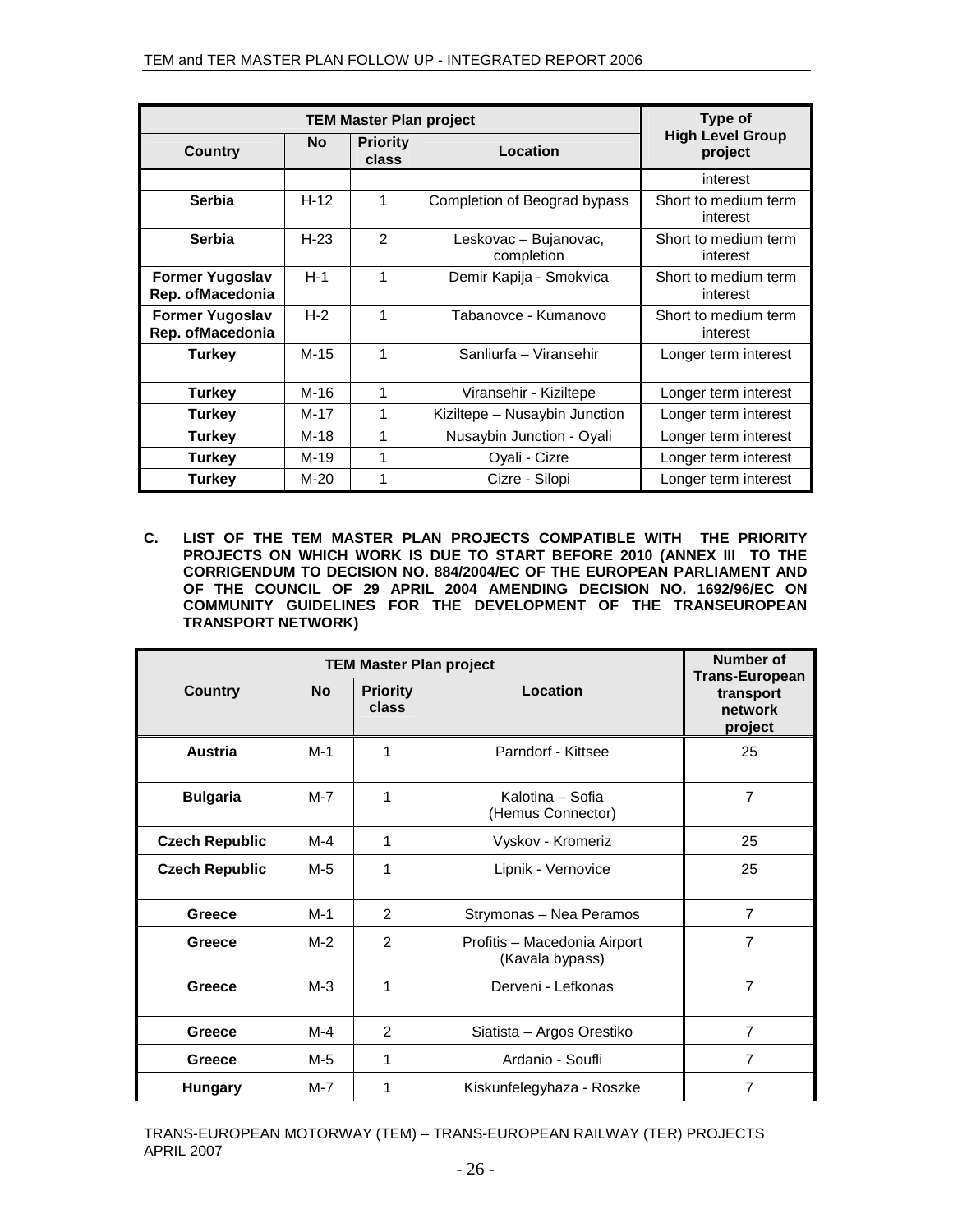| TEM Master Plan project | | | | Type of High Level Group project |
|---|---|---|---|---|
| **Country** | **No** | **Priority class** | **Location** | |
| | | | | interest |
| **Serbia** | H-12 | 1 | Completion of Beograd bypass | Short to medium term interest |
| **Serbia** | H-23 | 2 | Leskovac – Bujanovac, completion | Short to medium term interest |
| **Former Yugoslav Rep. ofMacedonia** | H-1 | 1 | Demir Kapija - Smokvica | Short to medium term interest |
| **Former Yugoslav Rep. ofMacedonia** | H-2 | 1 | Tabanovce - Kumanovo | Short to medium term interest |
| **Turkey** | M-15 | 1 | Sanliurfa – Viransehir | Longer term interest |
| **Turkey** | M-16 | 1 | Viransehir - Kiziltepe | Longer term interest |
| **Turkey** | M-17 | 1 | Kiziltepe – Nusaybin Junction | Longer term interest |
| **Turkey** | M-18 | 1 | Nusaybin Junction - Oyali | Longer term interest |
| **Turkey** | M-19 | 1 | Oyali - Cizre | Longer term interest |
| **Turkey** | M-20 | 1 | Cizre - Silopi | Longer term interest |

**C. LIST OF THE TEM MASTER PLAN PROJECTS COMPATIBLE WITH THE PRIORITY PROJECTS ON WHICH WORK IS DUE TO START BEFORE 2010 (ANNEX III TO THE CORRIGENDUM TO DECISION NO. 884/2004/EC OF THE EUROPEAN PARLIAMENT AND OF THE COUNCIL OF 29 APRIL 2004 AMENDING DECISION NO. 1692/96/EC ON COMMUNITY GUIDELINES FOR THE DEVELOPMENT OF THE TRANSEUROPEAN TRANSPORT NETWORK)**

| TEM Master Plan project | | | | Number of Trans-European transport network project |
|---|---|---|---|---|
| **Country** | **No** | **Priority class** | **Location** | |
| **Austria** | M-1 | 1 | Parndorf - Kittsee | 25 |
| **Bulgaria** | M-7 | 1 | Kalotina – Sofia (Hemus Connector) | 7 |
| **Czech Republic** | M-4 | 1 | Vyskov - Kromeriz | 25 |
| **Czech Republic** | M-5 | 1 | Lipnik - Vernovice | 25 |
| **Greece** | M-1 | 2 | Strymonas – Nea Peramos | 7 |
| **Greece** | M-2 | 2 | Profitis – Macedonia Airport (Kavala bypass) | 7 |
| **Greece** | M-3 | 1 | Derveni - Lefkonas | 7 |
| **Greece** | M-4 | 2 | Siatista – Argos Orestiko | 7 |
| **Greece** | M-5 | 1 | Ardanio - Soufli | 7 |
| **Hungary** | M-7 | 1 | Kiskunfelegyhaza - Roszke | 7 |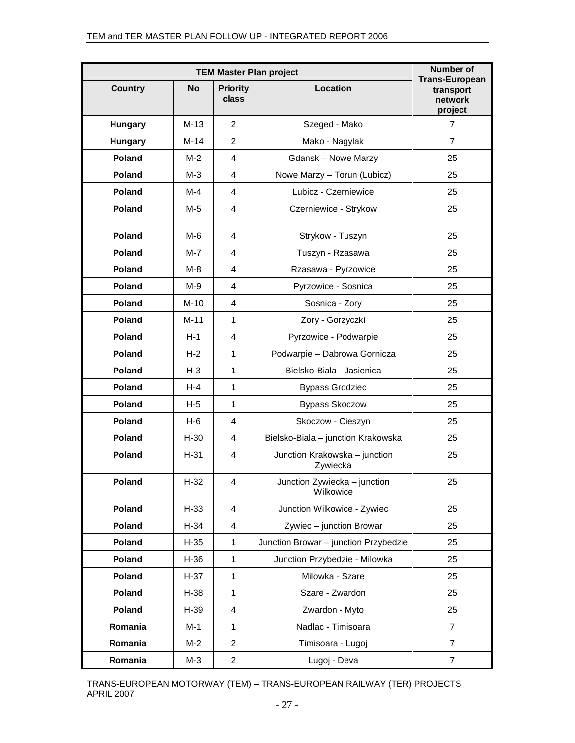| TEM Master Plan project | | | | Number of Trans-European transport network project |
|---|---|---|---|---|
| Country | No | Priority class | Location | |
| **Hungary** | M-13 | 2 | Szeged - Mako | 7 |
| **Hungary** | M-14 | 2 | Mako - Nagylak | 7 |
| **Poland** | M-2 | 4 | Gdansk – Nowe Marzy | 25 |
| **Poland** | M-3 | 4 | Nowe Marzy – Torun (Lubicz) | 25 |
| **Poland** | M-4 | 4 | Lubicz - Czerniewice | 25 |
| **Poland** | M-5 | 4 | Czerniewice - Strykow | 25 |
| **Poland** | M-6 | 4 | Strykow - Tuszyn | 25 |
| **Poland** | M-7 | 4 | Tuszyn - Rzasawa | 25 |
| **Poland** | M-8 | 4 | Rzasawa - Pyrzowice | 25 |
| **Poland** | M-9 | 4 | Pyrzowice - Sosnica | 25 |
| **Poland** | M-10 | 4 | Sosnica - Zory | 25 |
| **Poland** | M-11 | 1 | Zory - Gorzyczki | 25 |
| **Poland** | H-1 | 4 | Pyrzowice - Podwarpie | 25 |
| **Poland** | H-2 | 1 | Podwarpie – Dabrowa Gornicza | 25 |
| **Poland** | H-3 | 1 | Bielsko-Biala - Jasienica | 25 |
| **Poland** | H-4 | 1 | Bypass Grodziec | 25 |
| **Poland** | H-5 | 1 | Bypass Skoczow | 25 |
| **Poland** | H-6 | 4 | Skoczow - Cieszyn | 25 |
| **Poland** | H-30 | 4 | Bielsko-Biala – junction Krakowska | 25 |
| **Poland** | H-31 | 4 | Junction Krakowska – junction Zywiecka | 25 |
| **Poland** | H-32 | 4 | Junction Zywiecka – junction Wilkowice | 25 |
| **Poland** | H-33 | 4 | Junction Wilkowice - Zywiec | 25 |
| **Poland** | H-34 | 4 | Zywiec – junction Browar | 25 |
| **Poland** | H-35 | 1 | Junction Browar – junction Przybedzie | 25 |
| **Poland** | H-36 | 1 | Junction Przybedzie - Milowka | 25 |
| **Poland** | H-37 | 1 | Milowka - Szare | 25 |
| **Poland** | H-38 | 1 | Szare - Zwardon | 25 |
| **Poland** | H-39 | 4 | Zwardon - Myto | 25 |
| **Romania** | M-1 | 1 | Nadlac - Timisoara | 7 |
| **Romania** | M-2 | 2 | Timisoara - Lugoj | 7 |
| **Romania** | M-3 | 2 | Lugoj - Deva | 7 |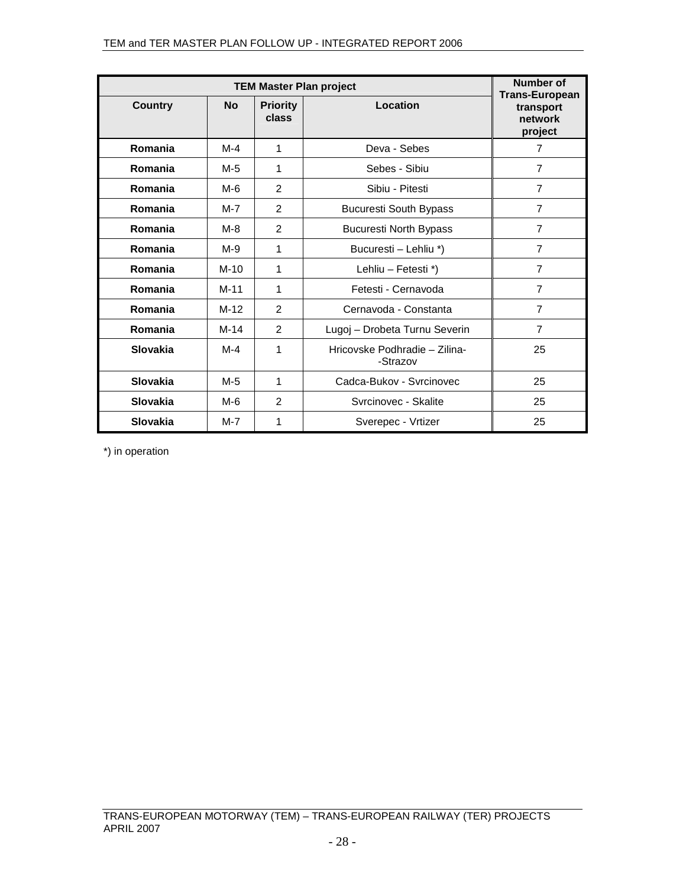| TEM Master Plan project | | | | Number of Trans-European transport network project |
|---|---|---|---|---|
| **Country** | **No** | **Priority class** | **Location** | |
| **Romania** | M-4 | 1 | Deva - Sebes | 7 |
| **Romania** | M-5 | 1 | Sebes - Sibiu | 7 |
| **Romania** | M-6 | 2 | Sibiu - Pitesti | 7 |
| **Romania** | M-7 | 2 | Bucuresti South Bypass | 7 |
| **Romania** | M-8 | 2 | Bucuresti North Bypass | 7 |
| **Romania** | M-9 | 1 | Bucuresti – Lehliu *) | 7 |
| **Romania** | M-10 | 1 | Lehliu – Fetesti *) | 7 |
| **Romania** | M-11 | 1 | Fetesti - Cernavoda | 7 |
| **Romania** | M-12 | 2 | Cernavoda - Constanta | 7 |
| **Romania** | M-14 | 2 | Lugoj – Drobeta Turnu Severin | 7 |
| **Slovakia** | M-4 | 1 | Hricovske Podhradie – Zilina--Strazov | 25 |
| **Slovakia** | M-5 | 1 | Cadca-Bukov - Svrcinovec | 25 |
| **Slovakia** | M-6 | 2 | Svrcinovec - Skalite | 25 |
| **Slovakia** | M-7 | 1 | Sverepec - Vrtizer | 25 |

*) in operation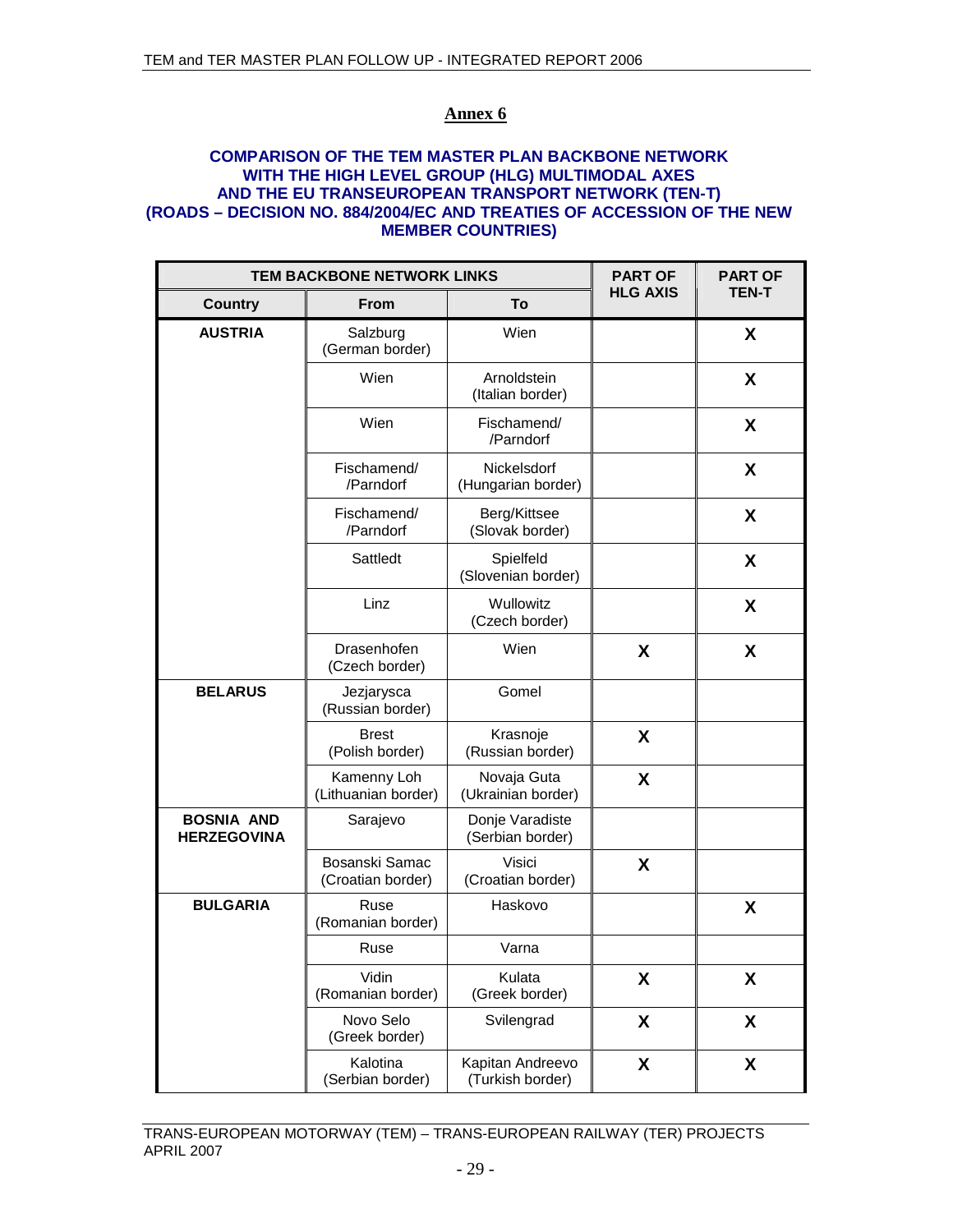# Annex 6

## COMPARISON OF THE TEM MASTER PLAN BACKBONE NETWORK WITH THE HIGH LEVEL GROUP (HLG) MULTIMODAL AXES AND THE EU TRANSEUROPEAN TRANSPORT NETWORK (TEN-T) (ROADS – DECISION NO. 884/2004/EC AND TREATIES OF ACCESSION OF THE NEW MEMBER COUNTRIES)

| TEM BACKBONE NETWORK LINKS | | | PART OF HLG AXIS | PART OF TEN-T |
|---|---|---|---|---|
| **Country** | **From** | **To** | | |
| **AUSTRIA** | Salzburg (German border) | Wien | | **X** |
| | Wien | Arnoldstein (Italian border) | | **X** |
| | Wien | Fischamend/ /Parndorf | | **X** |
| | Fischamend/ /Parndorf | Nickelsdorf (Hungarian border) | | **X** |
| | Fischamend/ /Parndorf | Berg/Kittsee (Slovak border) | | **X** |
| | Sattledt | Spielfeld (Slovenian border) | | **X** |
| | Linz | Wullowitz (Czech border) | | **X** |
| | Drasenhofen (Czech border) | Wien | **X** | **X** |
| **BELARUS** | Jezjarysca (Russian border) | Gomel | | |
| | Brest (Polish border) | Krasnoje (Russian border) | **X** | |
| | Kamenny Loh (Lithuanian border) | Novaja Guta (Ukrainian border) | **X** | |
| **BOSNIA AND HERZEGOVINA** | Sarajevo | Donje Varadiste (Serbian border) | | |
| | Bosanski Samac (Croatian border) | Visici (Croatian border) | **X** | |
| **BULGARIA** | Ruse (Romanian border) | Haskovo | | **X** |
| | Ruse | Varna | | |
| | Vidin (Romanian border) | Kulata (Greek border) | **X** | **X** |
| | Novo Selo (Greek border) | Svilengrad | **X** | **X** |
| | Kalotina (Serbian border) | Kapitan Andreevo (Turkish border) | **X** | **X** |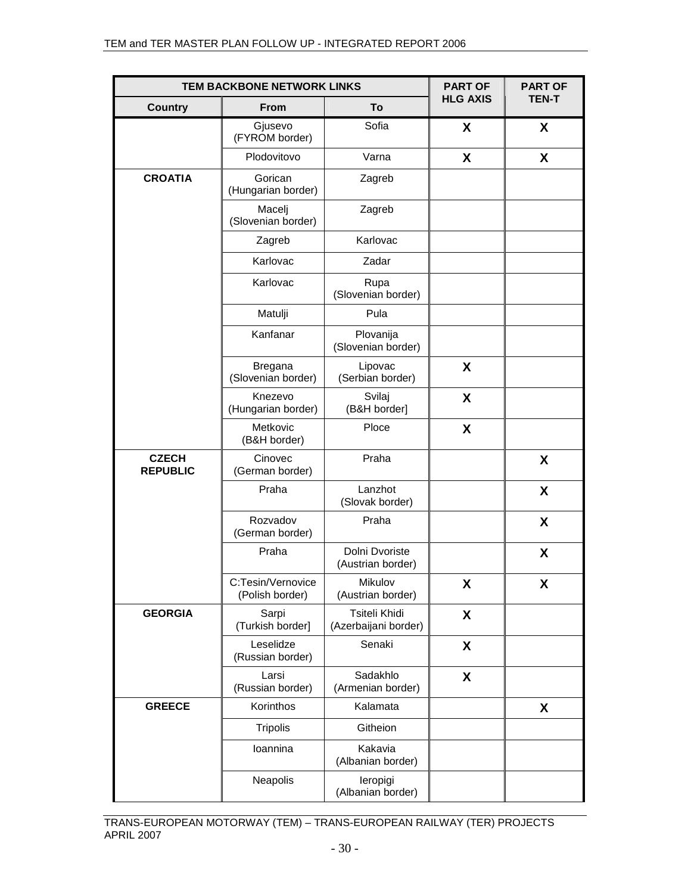| TEM BACKBONE NETWORK LINKS | | | PART OF HLG AXIS | PART OF TEN-T |
|---|---|---|---|---|
| Country | From | To | | |
| | Gjusevo (FYROM border) | Sofia | X | X |
| | Plodovitovo | Varna | X | X |
| **CROATIA** | Gorican (Hungarian border) | Zagreb | | |
| | Macelj (Slovenian border) | Zagreb | | |
| | Zagreb | Karlovac | | |
| | Karlovac | Zadar | | |
| | Karlovac | Rupa (Slovenian border) | | |
| | Matulji | Pula | | |
| | Kanfanar | Plovanija (Slovenian border) | | |
| | Bregana (Slovenian border) | Lipovac (Serbian border) | X | |
| | Knezevo (Hungarian border) | Svilaj (B&H border] | X | |
| | Metkovic (B&H border) | Ploce | X | |
| **CZECH REPUBLIC** | Cinovec (German border) | Praha | | X |
| | Praha | Lanzhot (Slovak border) | | X |
| | Rozvadov (German border) | Praha | | X |
| | Praha | Dolni Dvoriste (Austrian border) | | X |
| | C:Tesin/Vernovice (Polish border) | Mikulov (Austrian border) | X | X |
| **GEORGIA** | Sarpi (Turkish border] | Tsiteli Khidi (Azerbaijani border) | X | |
| | Leselidze (Russian border) | Senaki | X | |
| | Larsi (Russian border) | Sadakhlo (Armenian border) | X | |
| **GREECE** | Korinthos | Kalamata | | X |
| | Tripolis | Githeion | | |
| | Ioannina | Kakavia (Albanian border) | | |
| | Neapolis | Ieropigi (Albanian border) | | |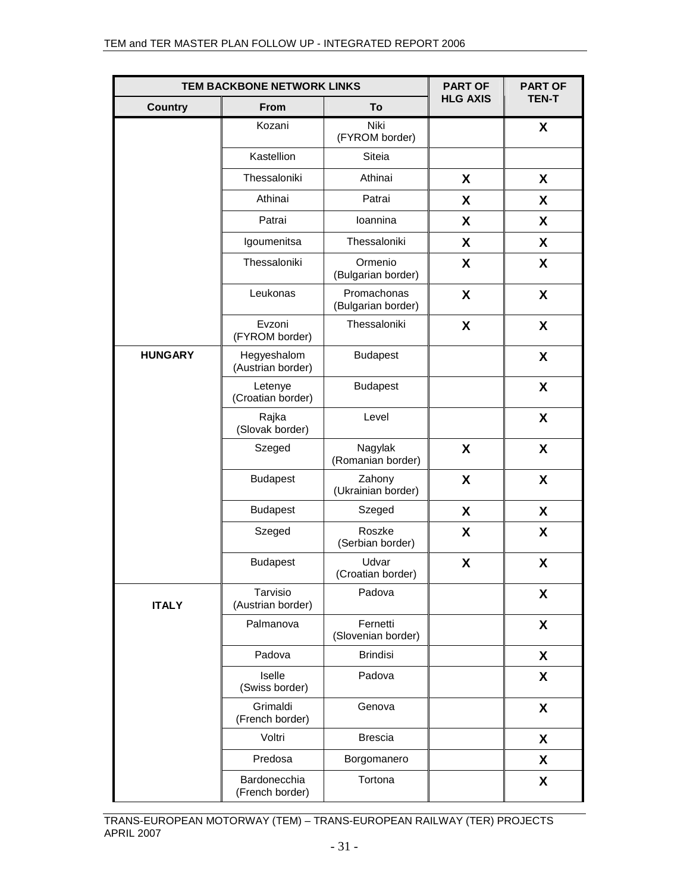| TEM BACKBONE NETWORK LINKS | | | PART OF HLG AXIS | PART OF TEN-T |
|---|---|---|---|---|
| **Country** | **From** | **To** | | |
| | Kozani | Niki (FYROM border) | | **X** |
| | Kastellion | Siteia | | |
| | Thessaloniki | Athinai | **X** | **X** |
| | Athinai | Patrai | **X** | **X** |
| | Patrai | Ioannina | **X** | **X** |
| | Igoumenitsa | Thessaloniki | **X** | **X** |
| | Thessaloniki | Ormenio (Bulgarian border) | **X** | **X** |
| | Leukonas | Promachonas (Bulgarian border) | **X** | **X** |
| | Evzoni (FYROM border) | Thessaloniki | **X** | **X** |
| **HUNGARY** | Hegyeshalom (Austrian border) | Budapest | | **X** |
| | Letenye (Croatian border) | Budapest | | **X** |
| | Rajka (Slovak border) | Level | | **X** |
| | Szeged | Nagylak (Romanian border) | **X** | **X** |
| | Budapest | Zahony (Ukrainian border) | **X** | **X** |
| | Budapest | Szeged | **X** | **X** |
| | Szeged | Roszke (Serbian border) | **X** | **X** |
| | Budapest | Udvar (Croatian border) | **X** | **X** |
| **ITALY** | Tarvisio (Austrian border) | Padova | | **X** |
| | Palmanova | Fernetti (Slovenian border) | | **X** |
| | Padova | Brindisi | | **X** |
| | Iselle (Swiss border) | Padova | | **X** |
| | Grimaldi (French border) | Genova | | **X** |
| | Voltri | Brescia | | **X** |
| | Predosa | Borgomanero | | **X** |
| | Bardonecchia (French border) | Tortona | | **X** |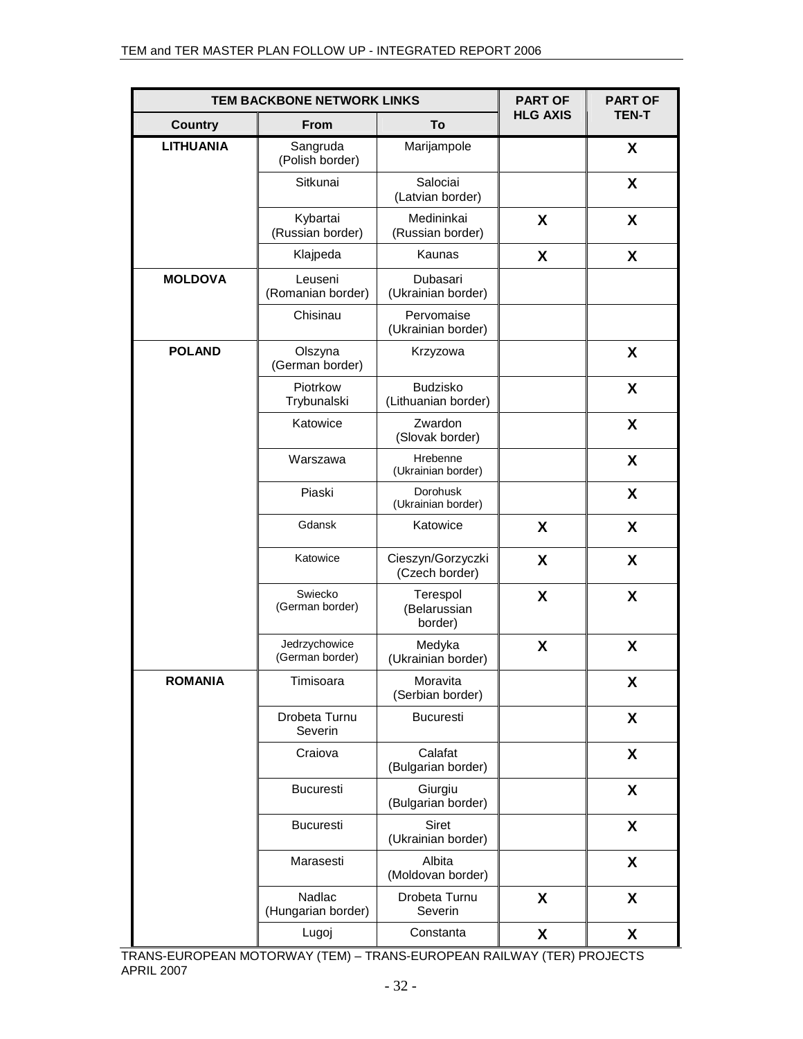| TEM BACKBONE NETWORK LINKS | | | PART OF HLG AXIS | PART OF TEN-T |
|---|---|---|---|---|
| Country | From | To | | |
| LITHUANIA | Sangruda (Polish border) | Marijampole | | X |
| | Sitkunai | Salociai (Latvian border) | | X |
| | Kybartai (Russian border) | Medininkai (Russian border) | X | X |
| | Klajpeda | Kaunas | X | X |
| MOLDOVA | Leuseni (Romanian border) | Dubasari (Ukrainian border) | | |
| | Chisinau | Pervomaise (Ukrainian border) | | |
| POLAND | Olszyna (German border) | Krzyzowa | | X |
| | Piotrkow Trybunalski | Budzisko (Lithuanian border) | | X |
| | Katowice | Zwardon (Slovak border) | | X |
| | Warszawa | Hrebenne (Ukrainian border) | | X |
| | Piaski | Dorohusk (Ukrainian border) | | X |
| | Gdansk | Katowice | X | X |
| | Katowice | Cieszyn/Gorzyczki (Czech border) | X | X |
| | Swiecko (German border) | Terespol (Belarussian border) | X | X |
| | Jedrzychowice (German border) | Medyka (Ukrainian border) | X | X |
| ROMANIA | Timisoara | Moravita (Serbian border) | | X |
| | Drobeta Turnu Severin | Bucuresti | | X |
| | Craiova | Calafat (Bulgarian border) | | X |
| | Bucuresti | Giurgiu (Bulgarian border) | | X |
| | Bucuresti | Siret (Ukrainian border) | | X |
| | Marasesti | Albita (Moldovan border) | | X |
| | Nadlac (Hungarian border) | Drobeta Turnu Severin | X | X |
| | Lugoj | Constanta | X | X |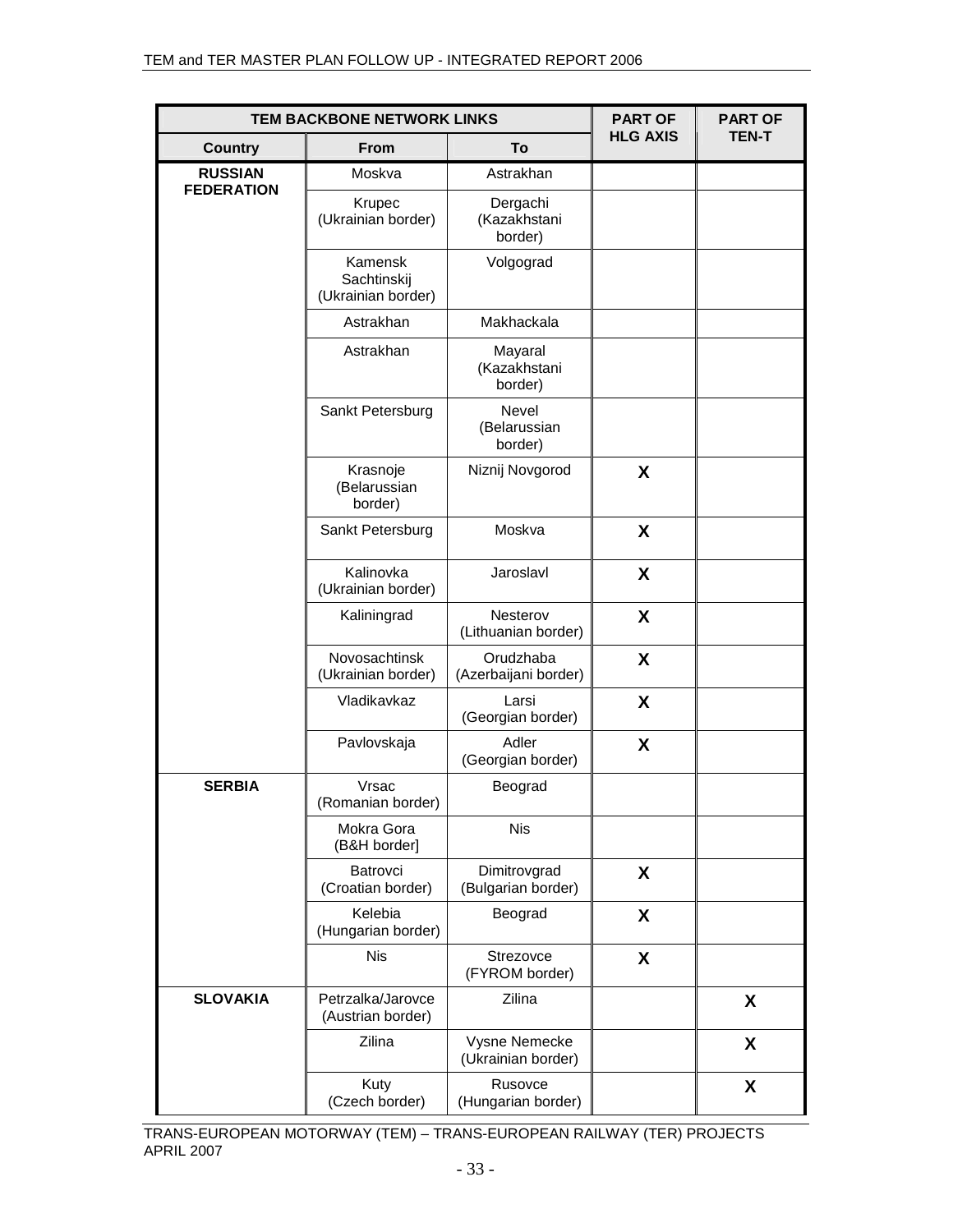| TEM BACKBONE NETWORK LINKS | | | PART OF HLG AXIS | PART OF TEN-T |
|---|---|---|---|---|
| Country | From | To | | |
| RUSSIAN FEDERATION | Moskva | Astrakhan | | |
| | Krupec (Ukrainian border) | Dergachi (Kazakhstani border) | | |
| | Kamensk Sachtinskij (Ukrainian border) | Volgograd | | |
| | Astrakhan | Makhackala | | |
| | Astrakhan | Mayaral (Kazakhstani border) | | |
| | Sankt Petersburg | Nevel (Belarussian border) | | |
| | Krasnoje (Belarussian border) | Niznij Novgorod | X | |
| | Sankt Petersburg | Moskva | X | |
| | Kalinovka (Ukrainian border) | Jaroslavl | X | |
| | Kaliningrad | Nesterov (Lithuanian border) | X | |
| | Novosachtinsk (Ukrainian border) | Orudzhaba (Azerbaijani border) | X | |
| | Vladikavkaz | Larsi (Georgian border) | X | |
| | Pavlovskaja | Adler (Georgian border) | X | |
| SERBIA | Vrsac (Romanian border) | Beograd | | |
| | Mokra Gora (B&H border] | Nis | | |
| | Batrovci (Croatian border) | Dimitrovgrad (Bulgarian border) | X | |
| | Kelebia (Hungarian border) | Beograd | X | |
| | Nis | Strezovce (FYROM border) | X | |
| SLOVAKIA | Petrzalka/Jarovce (Austrian border) | Zilina | | X |
| | Zilina | Vysne Nemecke (Ukrainian border) | | X |
| | Kuty (Czech border) | Rusovce (Hungarian border) | | X |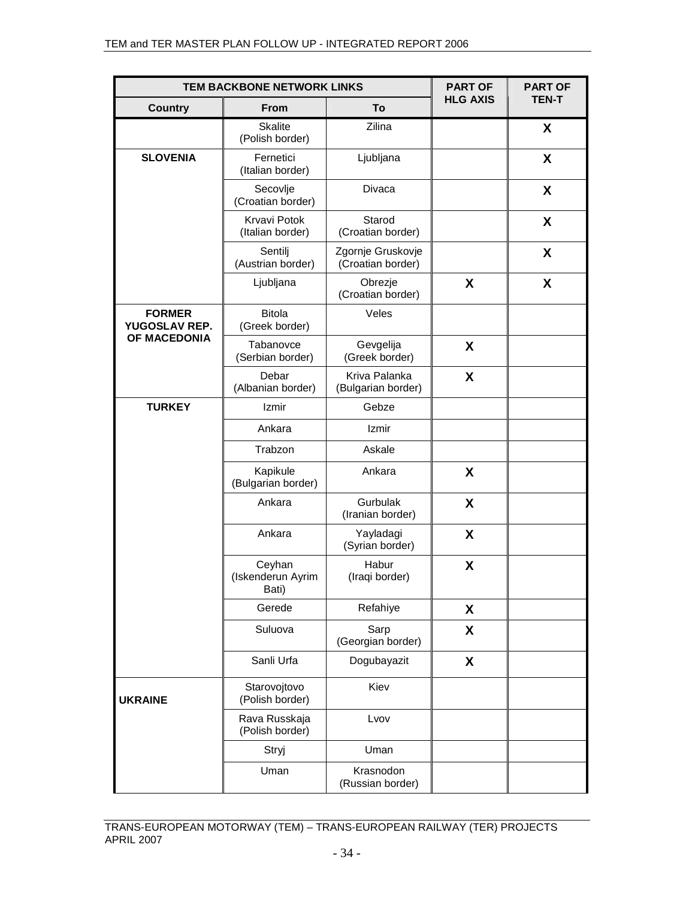| TEM BACKBONE NETWORK LINKS | | | PART OF HLG AXIS | PART OF TEN-T |
|---|---|---|---|---|
| Country | From | To | | |
| | Skalite (Polish border) | Zilina | | X |
| SLOVENIA | Fernetici (Italian border) | Ljubljana | | X |
| | Secovlje (Croatian border) | Divaca | | X |
| | Krvavi Potok (Italian border) | Starod (Croatian border) | | X |
| | Sentilj (Austrian border) | Zgornje Gruskovje (Croatian border) | | X |
| | Ljubljana | Obrezje (Croatian border) | X | X |
| FORMER YUGOSLAV REP. OF MACEDONIA | Bitola (Greek border) | Veles | | |
| | Tabanovce (Serbian border) | Gevgelija (Greek border) | X | |
| | Debar (Albanian border) | Kriva Palanka (Bulgarian border) | X | |
| TURKEY | Izmir | Gebze | | |
| | Ankara | Izmir | | |
| | Trabzon | Askale | | |
| | Kapikule (Bulgarian border) | Ankara | X | |
| | Ankara | Gurbulak (Iranian border) | X | |
| | Ankara | Yayladagi (Syrian border) | X | |
| | Ceyhan (Iskenderun Ayrim Bati) | Habur (Iraqi border) | X | |
| | Gerede | Refahiye | X | |
| | Suluova | Sarp (Georgian border) | X | |
| | Sanli Urfa | Dogubayazit | X | |
| UKRAINE | Starovojtovo (Polish border) | Kiev | | |
| | Rava Russkaja (Polish border) | Lvov | | |
| | Stryj | Uman | | |
| | Uman | Krasnodon (Russian border) | | |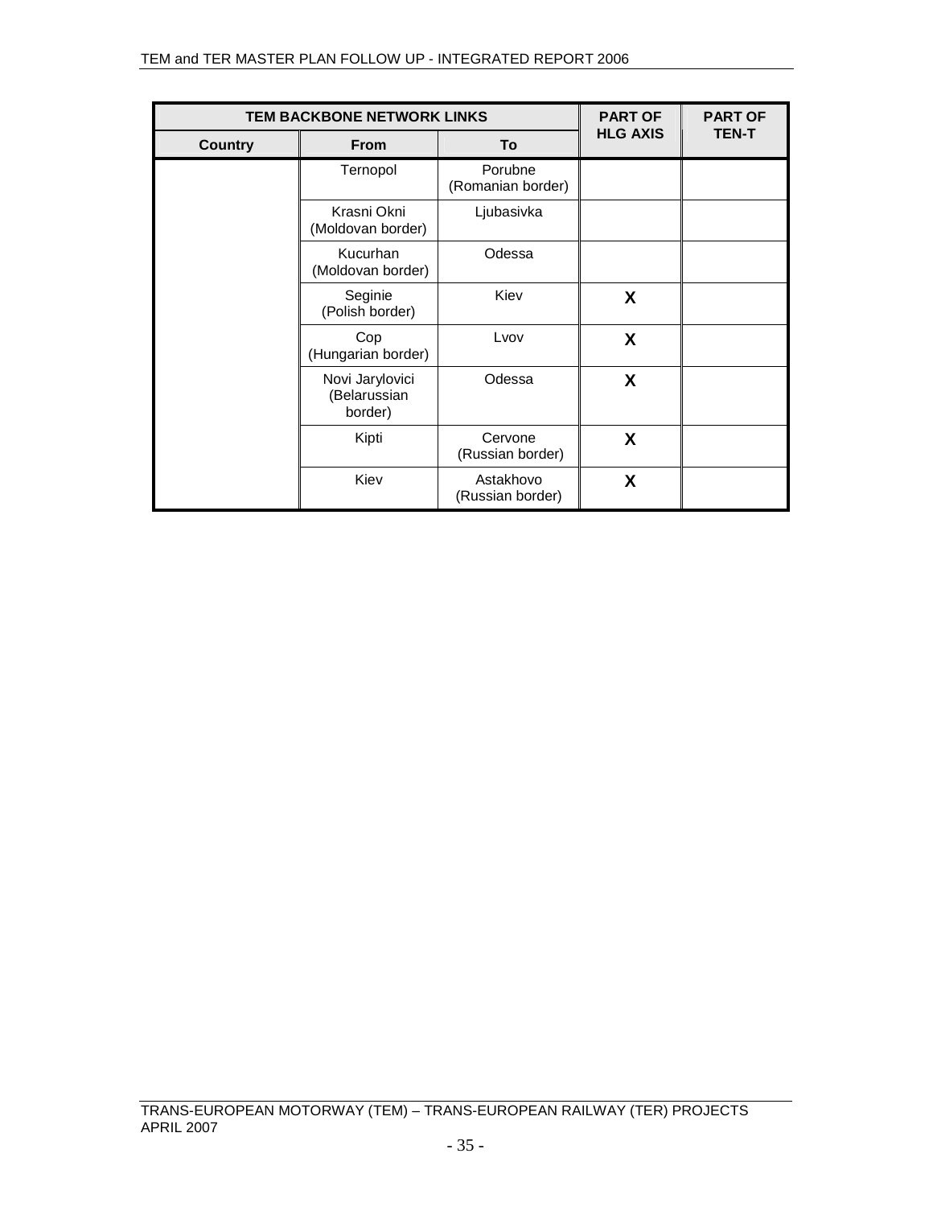| TEM BACKBONE NETWORK LINKS | | | PART OF HLG AXIS | PART OF TEN-T |
|---|---|---|---|---|
| Country | From | To | | |
| | Ternopol | Porubne (Romanian border) | | |
| | Krasni Okni (Moldovan border) | Ljubasivka | | |
| | Kucurhan (Moldovan border) | Odessa | | |
| | Seginie (Polish border) | Kiev | X | |
| | Cop (Hungarian border) | Lvov | X | |
| | Novi Jarylovici (Belarussian border) | Odessa | X | |
| | Kipti | Cervone (Russian border) | X | |
| | Kiev | Astakhovo (Russian border) | X | |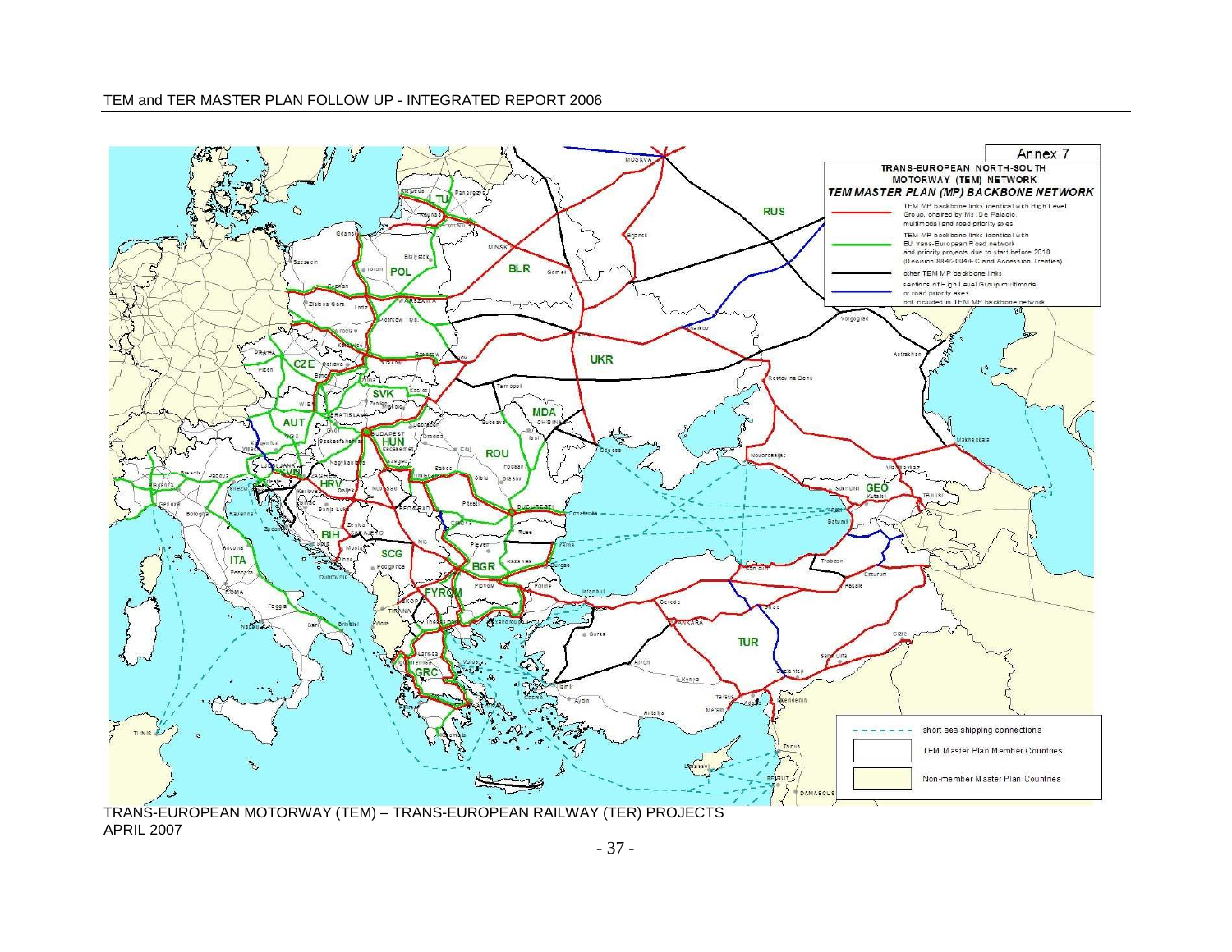Annex 7

**TRANS-EUROPEAN NORTH-SOUTH MOTORWAY (TEM) NETWORK**

***TEM MASTER PLAN (MP) BACKBONE NETWORK***

TEM MP backbone links identical with High Level Group, chaired by Ms. De Palacio, multimodal and road priority axes

TEM MP backbone links identical with EU trans-European Road network and priority projects due to start before 2010 (Decision 884/2004/EC and Accession Treaties)

other TEM MP backbone links

sections of High Level Group multimodal or road priority axes not included in TEM MP backbone network

short sea shipping connections

TEM Master Plan Member Countries

Non-member Master Plan Countries

TRANS-EUROPEAN MOTORWAY (TEM) – TRANS-EUROPEAN RAILWAY (TER) PROJECTS
APRIL 2007